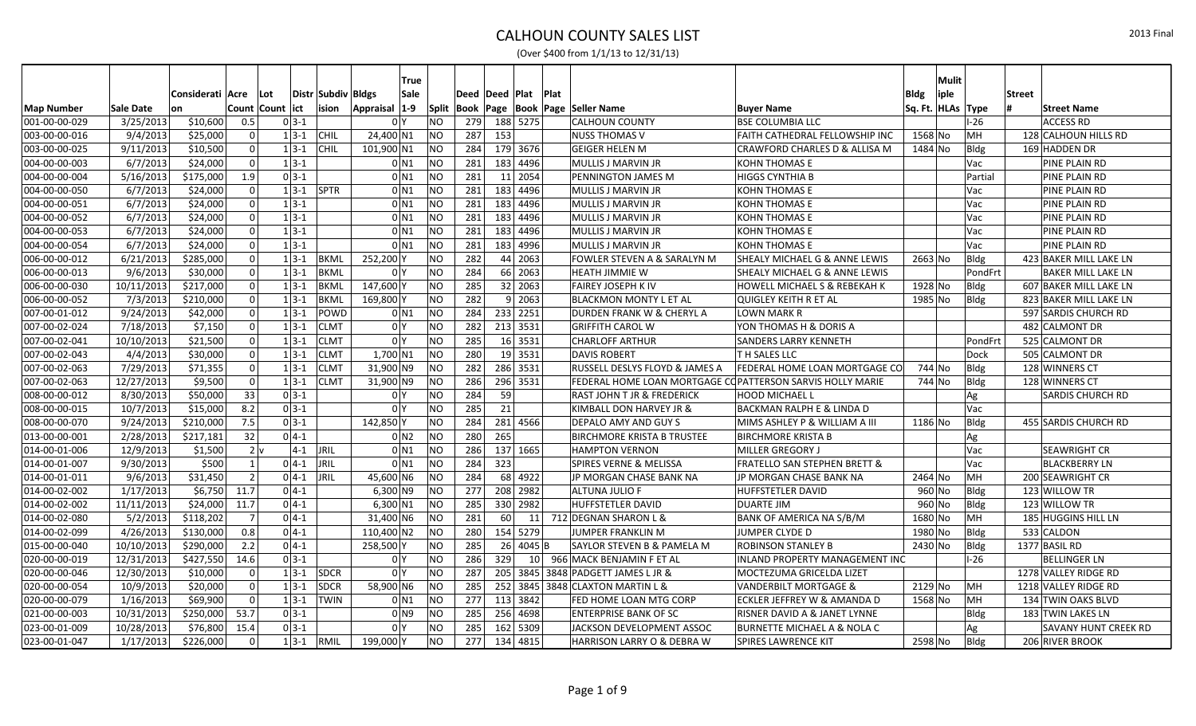# CALHOUN COUNTY SALES LIST

(Over $400 from 1/1/13 to 12/31/13)

| Map Number | Sale Date | Considerati on | Acre Count | Lot Count | Distr ict | Subdiv ision | Bldgs Appraisal | True Sale 1-9 | Split | Deed Book | Deed Page | Plat Book | Plat Page | Seller Name | Buyer Name | Bldg Sq. Ft. | Mulit iple HLAs | Type | Street # | Street Name |
|---|---|---|---|---|---|---|---|---|---|---|---|---|---|---|---|---|---|---|---|---|
| 001-00-00-029 | 3/25/2013 | $10,600 | 0.5 | 0 | 3-1 | | 0 | Y | NO | 279 | 188 | 5275 | | CALHOUN COUNTY | BSE COLUMBIA LLC | | | I-26 | | ACCESS RD |
| 003-00-00-016 | 9/4/2013 | $25,000 | 0 | 1 | 3-1 | CHIL | 24,400 | N1 | NO | 287 | 153 | | | NUSS THOMAS V | FAITH CATHEDRAL FELLOWSHIP INC | 1568 | No | MH | 128 | CALHOUN HILLS RD |
| 003-00-00-025 | 9/11/2013 | $10,500 | 0 | 1 | 3-1 | CHIL | 101,900 | N1 | NO | 284 | 179 | 3676 | | GEIGER HELEN M | CRAWFORD CHARLES D & ALLISA M | 1484 | No | Bldg | 169 | HADDEN DR |
| 004-00-00-003 | 6/7/2013 | $24,000 | 0 | 1 | 3-1 | | 0 | N1 | NO | 281 | 183 | 4496 | | MULLIS J MARVIN JR | KOHN THOMAS E | | | Vac | | PINE PLAIN RD |
| 004-00-00-004 | 5/16/2013 | $175,000 | 1.9 | 0 | 3-1 | | 0 | N1 | NO | 281 | 11 | 2054 | | PENNINGTON JAMES M | HIGGS CYNTHIA B | | | Partial | | PINE PLAIN RD |
| 004-00-00-050 | 6/7/2013 | $24,000 | 0 | 1 | 3-1 | SPTR | 0 | N1 | NO | 281 | 183 | 4496 | | MULLIS J MARVIN JR | KOHN THOMAS E | | | Vac | | PINE PLAIN RD |
| 004-00-00-051 | 6/7/2013 | $24,000 | 0 | 1 | 3-1 | | 0 | N1 | NO | 281 | 183 | 4496 | | MULLIS J MARVIN JR | KOHN THOMAS E | | | Vac | | PINE PLAIN RD |
| 004-00-00-052 | 6/7/2013 | $24,000 | 0 | 1 | 3-1 | | 0 | N1 | NO | 281 | 183 | 4496 | | MULLIS J MARVIN JR | KOHN THOMAS E | | | Vac | | PINE PLAIN RD |
| 004-00-00-053 | 6/7/2013 | $24,000 | 0 | 1 | 3-1 | | 0 | N1 | NO | 281 | 183 | 4496 | | MULLIS J MARVIN JR | KOHN THOMAS E | | | Vac | | PINE PLAIN RD |
| 004-00-00-054 | 6/7/2013 | $24,000 | 0 | 1 | 3-1 | | 0 | N1 | NO | 281 | 183 | 4996 | | MULLIS J MARVIN JR | KOHN THOMAS E | | | Vac | | PINE PLAIN RD |
| 006-00-00-012 | 6/21/2013 | $285,000 | 0 | 1 | 3-1 | BKML | 252,200 | Y | NO | 282 | 44 | 2063 | | FOWLER STEVEN A & SARALYN M | SHEALY MICHAEL G & ANNE LEWIS | 2663 | No | Bldg | 423 | BAKER MILL LAKE LN |
| 006-00-00-013 | 9/6/2013 | $30,000 | 0 | 1 | 3-1 | BKML | 0 | Y | NO | 284 | 66 | 2063 | | HEATH JIMMIE W | SHEALY MICHAEL G & ANNE LEWIS | | | PondFrt | | BAKER MILL LAKE LN |
| 006-00-00-030 | 10/11/2013 | $217,000 | 0 | 1 | 3-1 | BKML | 147,600 | Y | NO | 285 | 32 | 2063 | | FAIREY JOSEPH K IV | HOWELL MICHAEL S & REBEKAH K | 1928 | No | Bldg | 607 | BAKER MILL LAKE LN |
| 006-00-00-052 | 7/3/2013 | $210,000 | 0 | 1 | 3-1 | BKML | 169,800 | Y | NO | 282 | 9 | 2063 | | BLACKMON MONTY L ET AL | QUIGLEY KEITH R ET AL | 1985 | No | Bldg | 823 | BAKER MILL LAKE LN |
| 007-00-01-012 | 9/24/2013 | $42,000 | 0 | 1 | 3-1 | POWD | 0 | N1 | NO | 284 | 233 | 2251 | | DURDEN FRANK W & CHERYL A | LOWN MARK R | | | | 597 | SARDIS CHURCH RD |
| 007-00-02-024 | 7/18/2013 | $7,150 | 0 | 1 | 3-1 | CLMT | 0 | Y | NO | 282 | 213 | 3531 | | GRIFFITH CAROL W | YON THOMAS H & DORIS A | | | | 482 | CALMONT DR |
| 007-00-02-041 | 10/10/2013 | $21,500 | 0 | 1 | 3-1 | CLMT | 0 | Y | NO | 285 | 16 | 3531 | | CHARLOFF ARTHUR | SANDERS LARRY KENNETH | | | PondFrt | 525 | CALMONT DR |
| 007-00-02-043 | 4/4/2013 | $30,000 | 0 | 1 | 3-1 | CLMT | 1,700 | N1 | NO | 280 | 19 | 3531 | | DAVIS ROBERT | T H SALES LLC | | | Dock | 505 | CALMONT DR |
| 007-00-02-063 | 7/29/2013 | $71,355 | 0 | 1 | 3-1 | CLMT | 31,900 | N9 | NO | 282 | 286 | 3531 | | RUSSELL DESLYS FLOYD & JAMES A | FEDERAL HOME LOAN MORTGAGE CO | 744 | No | Bldg | 128 | WINNERS CT |
| 007-00-02-063 | 12/27/2013 | $9,500 | 0 | 1 | 3-1 | CLMT | 31,900 | N9 | NO | 286 | 296 | 3531 | | FEDERAL HOME LOAN MORTGAGE CO | PATTERSON SARVIS HOLLY MARIE | 744 | No | Bldg | 128 | WINNERS CT |
| 008-00-00-012 | 8/30/2013 | $50,000 | 33 | 0 | 3-1 | | 0 | Y | NO | 284 | 59 | | | RAST JOHN T JR & FREDERICK | HOOD MICHAEL L | | | Ag | | SARDIS CHURCH RD |
| 008-00-00-015 | 10/7/2013 | $15,000 | 8.2 | 0 | 3-1 | | 0 | Y | NO | 285 | 21 | | | KIMBALL DON HARVEY JR & | BACKMAN RALPH E & LINDA D | | | Vac | | |
| 008-00-00-070 | 9/24/2013 | $210,000 | 7.5 | 0 | 3-1 | | 142,850 | Y | NO | 284 | 281 | 4566 | | DEPALO AMY AND GUY S | MIMS ASHLEY P & WILLIAM A III | 1186 | No | Bldg | 455 | SARDIS CHURCH RD |
| 013-00-00-001 | 2/28/2013 | $217,181 | 32 | 0 | 4-1 | | 0 | N2 | NO | 280 | 265 | | | BIRCHMORE KRISTA B TRUSTEE | BIRCHMORE KRISTA B | | | Ag | | |
| 014-00-01-006 | 12/9/2013 | $1,500 | 2 | v | 4-1 | JRIL | 0 | N1 | NO | 286 | 137 | 1665 | | HAMPTON VERNON | MILLER GREGORY J | | | Vac | | SEAWRIGHT CR |
| 014-00-01-007 | 9/30/2013 | $500 | 1 | 0 | 4-1 | JRIL | 0 | N1 | NO | 284 | 323 | | | SPIRES VERNE & MELISSA | FRATELLO SAN STEPHEN BRETT & | | | Vac | | BLACKBERRY LN |
| 014-00-01-011 | 9/6/2013 | $31,450 | 2 | 0 | 4-1 | JRIL | 45,600 | N6 | NO | 284 | 68 | 4922 | | JP MORGAN CHASE BANK NA | JP MORGAN CHASE BANK NA | 2464 | No | MH | 200 | SEAWRIGHT CR |
| 014-00-02-002 | 1/17/2013 | $6,750 | 11.7 | 0 | 4-1 | | 6,300 | N9 | NO | 277 | 208 | 2982 | | ALTUNA JULIO F | HUFFSTETLER DAVID | 960 | No | Bldg | 123 | WILLOW TR |
| 014-00-02-002 | 11/11/2013 | $24,000 | 11.7 | 0 | 4-1 | | 6,300 | N1 | NO | 285 | 330 | 2982 | | HUFFSTETLER DAVID | DUARTE JIM | 960 | No | Bldg | 123 | WILLOW TR |
| 014-00-02-080 | 5/23/2013 | $118,202 | 7 | 0 | 4-1 | | 31,400 | N6 | NO | 281 | 60 | 11 | 712 | DEGNAN SHARON L & | BANK OF AMERICA NA S/B/M | 1680 | No | MH | 185 | HUGGINS HILL LN |
| 014-00-02-099 | 4/26/2013 | $130,000 | 0.8 | 0 | 4-1 | | 110,400 | N2 | NO | 280 | 154 | 5279 | | JUMPER FRANKLIN M | JUMPER CLYDE D | 1980 | No | Bldg | 533 | CALDON |
| 015-00-00-040 | 10/10/2013 | $290,000 | 2.2 | 0 | 4-1 | | 258,500 | Y | NO | 285 | 26 | 4045 | B | SAYLOR STEVEN B & PAMELA M | ROBINSON STANLEY B | 2430 | No | Bldg | 1377 | BASIL RD |
| 020-00-00-019 | 12/31/2013 | $427,550 | 14.6 | 0 | 3-1 | | 0 | Y | NO | 286 | 329 | 10 | 966 | MACK BENJAMIN F ET AL | INLAND PROPERTY MANAGEMENT INC | | | I-26 | | BELLINGER LN |
| 020-00-00-046 | 12/30/2013 | $10,000 | 0 | 1 | 3-1 | SDCR | 0 | Y | NO | 287 | 205 | 3845 | 3848 | PADGETT JAMES L JR & | MOCTEZUMA GRICELDA LIZET | | | | 1278 | VALLEY RIDGE RD |
| 020-00-00-054 | 10/9/2013 | $20,000 | 0 | 1 | 3-1 | SDCR | 58,900 | N6 | NO | 285 | 252 | 3845 | 3848 | CLAXTON MARTIN L & | VANDERBILT MORTGAGE & | 2129 | No | MH | 1218 | VALLEY RIDGE RD |
| 020-00-00-079 | 1/16/2013 | $69,900 | 0 | 1 | 3-1 | TWIN | 0 | N1 | NO | 277 | 113 | 3842 | | FED HOME LOAN MTG CORP | ECKLER JEFFREY W & AMANDA D | 1568 | No | MH | 134 | TWIN OAKS BLVD |
| 021-00-00-003 | 10/31/2013 | $250,000 | 53.7 | 0 | 3-1 | | 0 | N9 | NO | 285 | 256 | 4698 | | ENTERPRISE BANK OF SC | RISNER DAVID A & JANET LYNNE | | | Bldg | 183 | TWIN LAKES LN |
| 023-00-01-009 | 10/28/2013 | $76,800 | 15.4 | 0 | 3-1 | | 0 | Y | NO | 285 | 162 | 5309 | | JACKSON DEVELOPMENT ASSOC | BURNETTE MICHAEL A & NOLA C | | | Ag | | SAVANY HUNT CREEK RD |
| 023-00-01-047 | 1/17/2013 | $226,000 | 0 | 1 | 3-1 | RMIL | 199,000 | Y | NO | 277 | 134 | 4815 | | HARRISON LARRY O & DEBRA W | SPIRES LAWRENCE KIT | 2598 | No | Bldg | 206 | RIVER BROOK |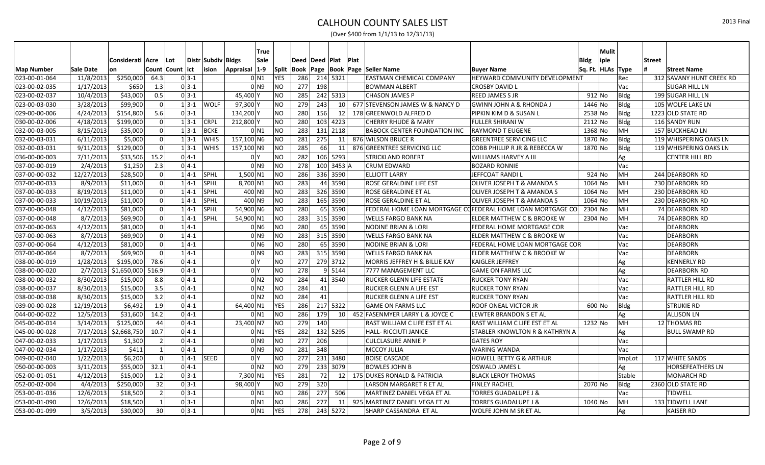# CALHOUN COUNTY SALES LIST

(Over $400 from 1/1/13 to 12/31/13)

| Map Number | Sale Date | Consideration | Acre Count | Lot Count | District | Subdivision | Bldgs Appraisal | True Sale 1-9 | Split | Deed Book | Deed Page | Plat Book | Plat Page | Seller Name | Buyer Name | Bldg Sq. Ft. | Mulitiple HLAs | Type | Street # | Street Name |
|---|---|---|---|---|---|---|---|---|---|---|---|---|---|---|---|---|---|---|---|---|
| 023-00-01-064 | 11/8/2013 | $250,000 | 64.3 | 0 | 3-1 | | 0 | N1 | YES | 286 | 214 | 5321 | | EASTMAN CHEMICAL COMPANY | HEYWARD COMMUNITY DEVELOPMENT | | | Rec | 312 | SAVANY HUNT CREEK RD |
| 023-00-02-035 | 1/17/2013 | $650 | 1.3 | 0 | 3-1 | | 0 | N9 | NO | 277 | 198 | | | BOWMAN ALBERT | CROSBY DAVID L | | | Vac | | SUGAR HILL LN |
| 023-00-02-037 | 10/4/2013 | $43,000 | 0.5 | 0 | 3-1 | | 45,400 | Y | NO | 285 | 242 | 5313 | | CHASON JAMES P | REED JAMES S JR | 912 | No | Bldg | 199 | SUGAR HILL LN |
| 023-00-03-030 | 3/28/2013 | $99,900 | 0 | 1 | 3-1 | WOLF | 97,300 | Y | NO | 279 | 243 | 10 | 677 | STEVENSON JAMES W & NANCY D | GWINN JOHN A & RHONDA J | 1446 | No | Bldg | 105 | WOLFE LAKE LN |
| 029-00-00-006 | 4/24/2013 | $154,800 | 5.6 | 0 | 3-1 | | 134,200 | Y | NO | 280 | 156 | 12 | 178 | GREENWOLD ALFRED D | PIPKIN KIM D & SUSAN L | 2538 | No | Bldg | 1223 | OLD STATE RD |
| 030-00-02-006 | 4/18/2013 | $199,000 | 0 | 1 | 3-1 | CRPL | 212,800 | Y | NO | 280 | 103 | 4223 | | CHERRY RHUDE & MARY | FULLER SHIRANI W | 2112 | No | Bldg | 116 | SANDY RUN |
| 032-00-03-005 | 8/15/2013 | $35,000 | 0 | 1 | 3-1 | BCKE | 0 | N1 | NO | 283 | 131 | 2118 | | BABOCK CENTER FOUNDATION INC | RAYMOND T EUGENE | 1368 | No | MH | 157 | BUCKHEAD LN |
| 032-00-03-031 | 6/11/2013 | $5,000 | 0 | 1 | 3-1 | WHIS | 157,100 | N6 | NO | 281 | 275 | 11 | 876 | WILSON BRUCE R | GREENTREE SERVICING LLC | 1870 | No | Bldg | 119 | WHISPERING OAKS LN |
| 032-00-03-031 | 9/11/2013 | $129,000 | 0 | 1 | 3-1 | WHIS | 157,100 | N9 | NO | 285 | 66 | 11 | 876 | GREENTREE SERVICING LLC | COBB PHILLIP R JR & REBECCA W | 1870 | No | Bldg | 119 | WHISPERING OAKS LN |
| 036-00-00-003 | 7/11/2013 | $33,506 | 15.2 | 0 | 4-1 | | 0 | Y | NO | 282 | 106 | 5293 | | STRICKLAND ROBERT | WILLIAMS HARVEY A III | | | Ag | | CENTER HILL RD |
| 037-00-00-019 | 2/4/2013 | $1,250 | 2.3 | 0 | 4-1 | | 0 | N9 | NO | 278 | 100 | 3453 | A | CRUM EDWARD | BOZARD RONNIE | | | Vac | | |
| 037-00-00-032 | 12/27/2013 | $28,500 | 0 | 1 | 4-1 | SPHL | 1,500 | N1 | NO | 286 | 336 | 3590 | | ELLIOTT LARRY | JEFFCOAT RANDI L | 924 | No | MH | 244 | DEARBORN RD |
| 037-00-00-033 | 8/9/2013 | $11,000 | 0 | 1 | 4-1 | SPHL | 8,700 | N1 | NO | 283 | 44 | 3590 | | ROSE GERALDINE LIFE EST | OLIVER JOSEPH T & AMANDA S | 1064 | No | MH | 230 | DEARBORN RD |
| 037-00-00-033 | 8/19/2013 | $11,000 | 0 | 1 | 4-1 | SPHL | 400 | N9 | NO | 283 | 326 | 3590 | | ROSE GERALDINE ET AL | OLIVER JOSEPH T & AMANDA S | 1064 | No | MH | 230 | DEARBORN RD |
| 037-00-00-033 | 10/19/2013 | $11,000 | 0 | 1 | 4-1 | SPHL | 400 | N9 | NO | 283 | 165 | 3590 | | ROSE GERALDINE ET AL | OLIVER JOSEPH T & AMANDA S | 1064 | No | MH | 230 | DEARBORN RD |
| 037-00-00-048 | 4/12/2013 | $81,000 | 0 | 1 | 4-1 | SPHL | 54,900 | N6 | NO | 280 | 65 | 3590 | | FEDERAL HOME LOAN MORTGAGE CO | FEDERAL HOME LOAN MORTGAGE CO | 2304 | No | MH | 74 | DEARBORN RD |
| 037-00-00-048 | 8/7/2013 | $69,900 | 0 | 1 | 4-1 | SPHL | 54,900 | N1 | NO | 283 | 315 | 3590 | | WELLS FARGO BANK NA | ELDER MATTHEW C & BROOKE W | 2304 | No | MH | 74 | DEARBORN RD |
| 037-00-00-063 | 4/12/2013 | $81,000 | 0 | 1 | 4-1 | | 0 | N6 | NO | 280 | 65 | 3590 | | NODINE BRIAN & LORI | FEDERAL HOME MORTGAGE COR | | | Vac | | DEARBORN |
| 037-00-00-063 | 8/7/2013 | $69,900 | 0 | 1 | 4-1 | | 0 | N9 | NO | 283 | 315 | 3590 | | WELLS FARGO BANK NA | ELDER MATTHEW C & BROOKE W | | | Vac | | DEARBORN |
| 037-00-00-064 | 4/12/2013 | $81,000 | 0 | 1 | 4-1 | | 0 | N6 | NO | 280 | 65 | 3590 | | NODINE BRIAN & LORI | FEDERAL HOME LOAN MORTGAGE COR | | | Vac | | DEARBORN |
| 037-00-00-064 | 8/7/2013 | $69,900 | 0 | 1 | 4-1 | | 0 | N9 | NO | 283 | 315 | 3590 | | WELLS FARGO BANK NA | ELDER MATTHEW C & BROOKE W | | | Vac | | DEARBORN |
| 038-00-00-019 | 1/28/2013 | $195,000 | 78.6 | 0 | 4-1 | | 0 | Y | NO | 277 | 279 | 3712 | | MORRIS JEFFREY H & BILLIE KAY | KAIGLER JEFFREY | | | Ag | | KENNERLY RD |
| 038-00-00-020 | 2/7/2013 | $1,650,000 | 516.9 | 0 | 4-1 | | 0 | Y | NO | 278 | 9 | 5144 | | 7777 MANAGEMENT LLC | GAME ON FARMS LLC | | | Ag | | DEARBORN RD |
| 038-00-00-032 | 8/30/2013 | $15,000 | 8.8 | 0 | 4-1 | | 0 | N2 | NO | 284 | 41 | 3540 | | RUCKER GLENN LIFE ESTATE | RUCKER TONY RYAN | | | Vac | | RATTLER HILL RD |
| 038-00-00-037 | 8/30/2013 | $15,000 | 3.5 | 0 | 4-1 | | 0 | N2 | NO | 284 | 41 | | | RUCKER GLENN A LIFE EST | RUCKER TONY RYAN | | | Vac | | RATTLER HILL RD |
| 038-00-00-038 | 8/30/2013 | $15,000 | 3.2 | 0 | 4-1 | | 0 | N2 | NO | 284 | 41 | | | RUCKER GLENN A LIFE EST | RUCKER TONY RYAN | | | Vac | | RATTLER HILL RD |
| 039-00-00-028 | 12/19/2013 | $6,492 | 1.9 | 0 | 4-1 | | 64,400 | N1 | YES | 286 | 217 | 5322 | | GAME ON FARMS LLC | ROOF ONEAL VICTOR JR | 600 | No | Bldg | | STRUKIE RD |
| 044-00-00-022 | 12/5/2013 | $31,600 | 14.2 | 0 | 4-1 | | 0 | N1 | NO | 286 | 179 | 10 | 452 | FASENMYER LARRY L & JOYCE C | LEWTER BRANDON S ET AL | | | Ag | | ALLISON LN |
| 045-00-00-014 | 3/14/2013 | $125,000 | 44 | 0 | 4-1 | | 23,400 | N7 | NO | 279 | 140 | | | RAST WILLIAM C LIFE EST ET AL | RAST WILLIAM C LIFE EST ET AL | 1232 | No | MH | 12 | THOMAS RD |
| 045-00-00-028 | 7/17/2013 | $2,668,750 | 10.7 | 0 | 4-1 | | 0 | N1 | YES | 282 | 132 | 5295 | | HALL- RICCIUTI JANICE | STABLER KNOWLTON R & KATHRYN A | | | Ag | | BULL SWAMP RD |
| 047-00-02-033 | 1/17/2013 | $1,300 | 2 | 0 | 4-1 | | 0 | N9 | NO | 277 | 206 | | | CULCLASURE ANNIE P | GATES ROY | | | Vac | | |
| 047-00-02-034 | 1/17/2013 | $411 | 1 | 0 | 4-1 | | 0 | N9 | NO | 281 | 348 | | | MCCOY JULIA | WARING WANDA | | | Vac | | |
| 049-00-02-040 | 1/22/2013 | $6,200 | 0 | 1 | 4-1 | SEED | 0 | Y | NO | 277 | 231 | 3480 | | BOISE CASCADE | HOWELL BETTY G & ARTHUR | | | ImpLot | 117 | WHITE SANDS |
| 050-00-00-003 | 3/11/2013 | $55,000 | 32.1 | 0 | 4-1 | | 0 | N2 | NO | 279 | 233 | 3079 | | BOWLES JOHN B | OSWALD JAMES L | | | Ag | | HORSEFEATHERS LN |
| 052-00-01-051 | 4/12/2013 | $15,000 | 1.2 | 0 | 3-1 | | 7,300 | N1 | YES | 281 | 72 | 12 | 175 | DUKES RONALD & PATRICIA | BLACK LEROY THOMAS | | | Stable | | MONARCH RD |
| 052-00-02-004 | 4/4/2013 | $250,000 | 32 | 0 | 3-1 | | 98,400 | Y | NO | 279 | 320 | | | LARSON MARGARET R ET AL | FINLEY RACHEL | 2070 | No | Bldg | 2360 | OLD STATE RD |
| 053-00-01-036 | 12/6/2013 | $18,500 | 2 | 0 | 3-1 | | 0 | N1 | NO | 286 | 277 | 506 | | MARTINEZ DANIEL VEGA ET AL | TORRES GUADALUPE J & | | | Vac | | TIDWELL |
| 053-00-01-090 | 12/6/2013 | $18,500 | 1 | 0 | 3-1 | | 0 | N1 | NO | 286 | 277 | 11 | 925 | MARTINEZ DANIEL VEGA ET AL | TORRES GUADALUPE J & | 1040 | No | MH | 133 | TIDWELL LANE |
| 053-00-01-099 | 3/5/2013 | $30,000 | 30 | 0 | 3-1 | | 0 | N1 | YES | 278 | 243 | 5272 | | SHARP CASSANDRA ET AL | WOLFE JOHN M SR ET AL | | | Ag | | KAISER RD |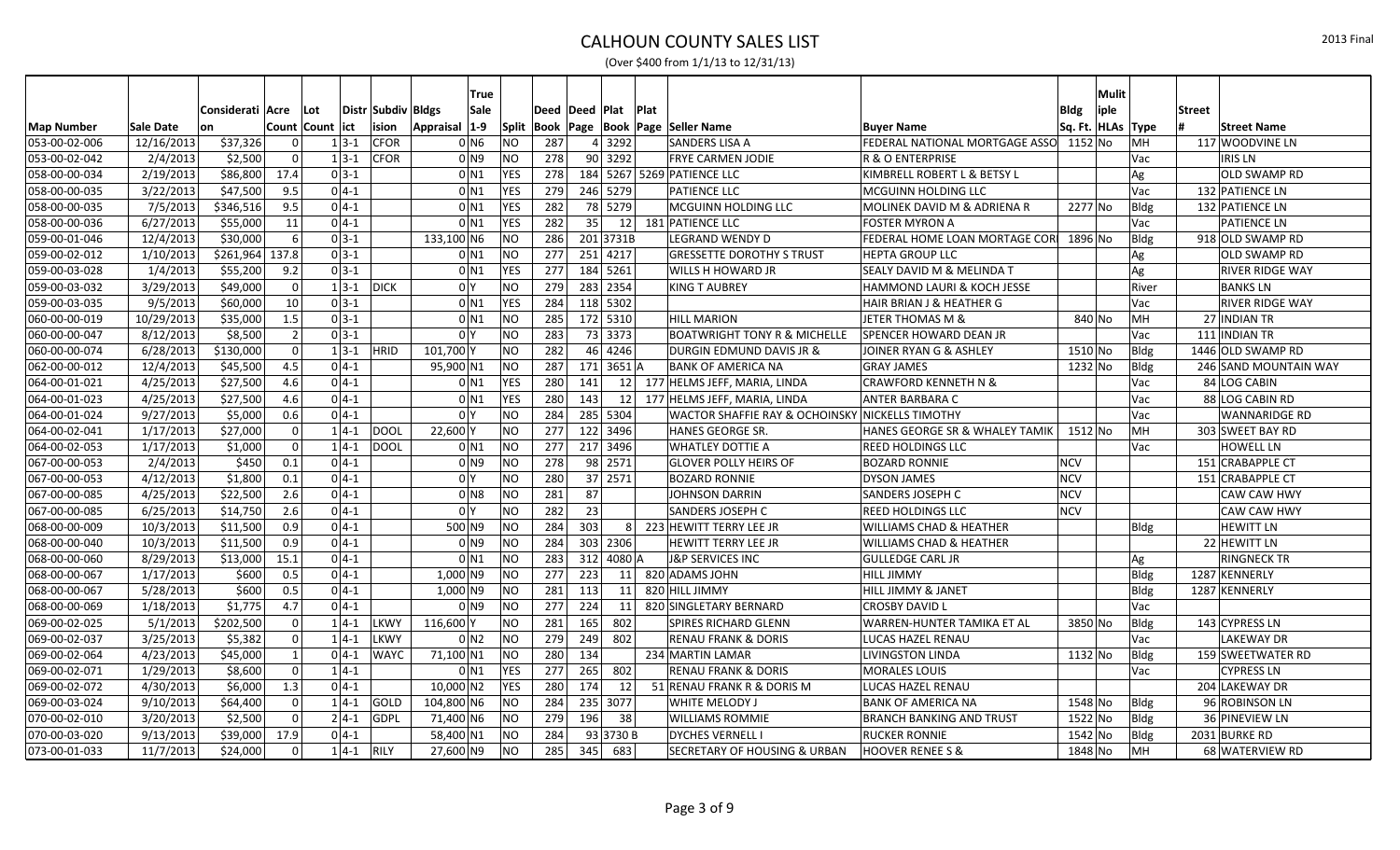# CALHOUN COUNTY SALES LIST

(Over $400 from 1/1/13 to 12/31/13)

| Map Number | Sale Date | Consideration | Acre Count | Lot Count | District | Subdivision | Bldgs Appraisal | True Sale 1-9 | Split | Deed Book | Deed Page | Plat Book | Plat Page | Seller Name | Buyer Name | Bldg Sq. Ft. | Mulitiple HLAs | Type | Street # | Street Name |
|---|---|---|---|---|---|---|---|---|---|---|---|---|---|---|---|---|---|---|---|---|
| 053-00-02-006 | 12/16/2013 | $37,326 | 0 | 1 | 3-1 | CFOR | 0 | N6 | NO | 287 | 4 | 3292 | | SANDERS LISA A | FEDERAL NATIONAL MORTGAGE ASSO | 1152 | No | MH | 117 | WOODVINE LN |
| 053-00-02-042 | 2/4/2013 | $2,500 | 0 | 1 | 3-1 | CFOR | 0 | N9 | NO | 278 | 90 | 3292 | | FRYE CARMEN JODIE | R & O ENTERPRISE | | | Vac | | IRIS LN |
| 058-00-00-034 | 2/19/2013 | $86,800 | 17.4 | 0 | 3-1 | | 0 | N1 | YES | 278 | 184 | 5267 | 5269 | PATIENCE LLC | KIMBRELL ROBERT L & BETSY L | | | Ag | | OLD SWAMP RD |
| 058-00-00-035 | 3/22/2013 | $47,500 | 9.5 | 0 | 4-1 | | 0 | N1 | YES | 279 | 246 | 5279 | | PATIENCE LLC | MCGUINN HOLDING LLC | | | Vac | 132 | PATIENCE LN |
| 058-00-00-035 | 7/5/2013 | $346,516 | 9.5 | 0 | 4-1 | | 0 | N1 | YES | 282 | 78 | 5279 | | MCGUINN HOLDING LLC | MOLINEK DAVID M & ADRIENA R | 2277 | No | Bldg | 132 | PATIENCE LN |
| 058-00-00-036 | 6/27/2013 | $55,000 | 11 | 0 | 4-1 | | 0 | N1 | YES | 282 | 35 | 12 | 181 | PATIENCE LLC | FOSTER MYRON A | | | Vac | | PATIENCE LN |
| 059-00-01-046 | 12/4/2013 | $30,000 | 6 | 0 | 3-1 | | 133,100 | N6 | NO | 286 | 201 | 3731B | | LEGRAND WENDY D | FEDERAL HOME LOAN MORTAGE COR | 1896 | No | Bldg | 918 | OLD SWAMP RD |
| 059-00-02-012 | 1/10/2013 | $261,964 | 137.8 | 0 | 3-1 | | 0 | N1 | NO | 277 | 251 | 4217 | | GRESSETTE DOROTHY S TRUST | HEPTA GROUP LLC | | | Ag | | OLD SWAMP RD |
| 059-00-03-028 | 1/4/2013 | $55,200 | 9.2 | 0 | 3-1 | | 0 | N1 | YES | 277 | 184 | 5261 | | WILLS H HOWARD JR | SEALY DAVID M & MELINDA T | | | Ag | | RIVER RIDGE WAY |
| 059-00-03-032 | 3/29/2013 | $49,000 | 0 | 1 | 3-1 | DICK | 0 | Y | NO | 279 | 283 | 2354 | | KING T AUBREY | HAMMOND LAURI & KOCH JESSE | | | River | | BANKS LN |
| 059-00-03-035 | 9/5/2013 | $60,000 | 10 | 0 | 3-1 | | 0 | N1 | YES | 284 | 118 | 5302 | | | HAIR BRIAN J & HEATHER G | | | Vac | | RIVER RIDGE WAY |
| 060-00-00-019 | 10/29/2013 | $35,000 | 1.5 | 0 | 3-1 | | 0 | N1 | NO | 285 | 172 | 5310 | | HILL MARION | JETER THOMAS M & | 840 | No | MH | 27 | INDIAN TR |
| 060-00-00-047 | 8/12/2013 | $8,500 | 2 | 0 | 3-1 | | 0 | Y | NO | 283 | 73 | 3373 | | BOATWRIGHT TONY R & MICHELLE | SPENCER HOWARD DEAN JR | | | Vac | 111 | INDIAN TR |
| 060-00-00-074 | 6/28/2013 | $130,000 | 0 | 1 | 3-1 | HRID | 101,700 | Y | NO | 282 | 46 | 4246 | | DURGIN EDMUND DAVIS JR & | JOINER RYAN G & ASHLEY | 1510 | No | Bldg | 1446 | OLD SWAMP RD |
| 062-00-00-012 | 12/4/2013 | $45,500 | 4.5 | 0 | 4-1 | | 95,900 | N1 | NO | 287 | 171 | 3651 | A | BANK OF AMERICA NA | GRAY JAMES | 1232 | No | Bldg | 246 | SAND MOUNTAIN WAY |
| 064-00-01-021 | 4/25/2013 | $27,500 | 4.6 | 0 | 4-1 | | 0 | N1 | YES | 280 | 141 | 12 | 177 | HELMS JEFF, MARIA, LINDA | CRAWFORD KENNETH N & | | | Vac | 84 | LOG CABIN |
| 064-00-01-023 | 4/25/2013 | $27,500 | 4.6 | 0 | 4-1 | | 0 | N1 | YES | 280 | 143 | 12 | 177 | HELMS JEFF, MARIA, LINDA | ANTER BARBARA C | | | Vac | 88 | LOG CABIN RD |
| 064-00-01-024 | 9/27/2013 | $5,000 | 0.6 | 0 | 4-1 | | 0 | Y | NO | 284 | 285 | 5304 | | WACTOR SHAFFIE RAY & OCHOINSKY | NICKELLS TIMOTHY | | | Vac | | WANNARIDGE RD |
| 064-00-02-041 | 1/17/2013 | $27,000 | 0 | 1 | 4-1 | DOOL | 22,600 | Y | NO | 277 | 122 | 3496 | | HANES GEORGE SR. | HANES GEORGE SR & WHALEY TAMIK | 1512 | No | MH | 303 | SWEET BAY RD |
| 064-00-02-053 | 1/17/2013 | $1,000 | 0 | 1 | 4-1 | DOOL | 0 | N1 | NO | 277 | 217 | 3496 | | WHATLEY DOTTIE A | REED HOLDINGS LLC | | | Vac | | HOWELL LN |
| 067-00-00-053 | 2/4/2013 | $450 | 0.1 | 0 | 4-1 | | 0 | N9 | NO | 278 | 98 | 2571 | | GLOVER POLLY HEIRS OF | BOZARD RONNIE | NCV | | | 151 | CRABAPPLE CT |
| 067-00-00-053 | 4/12/2013 | $1,800 | 0.1 | 0 | 4-1 | | 0 | Y | NO | 280 | 37 | 2571 | | BOZARD RONNIE | DYSON JAMES | NCV | | | 151 | CRABAPPLE CT |
| 067-00-00-085 | 4/25/2013 | $22,500 | 2.6 | 0 | 4-1 | | 0 | N8 | NO | 281 | 87 | | | JOHNSON DARRIN | SANDERS JOSEPH C | NCV | | | | CAW CAW HWY |
| 067-00-00-085 | 6/25/2013 | $14,750 | 2.6 | 0 | 4-1 | | 0 | Y | NO | 282 | 23 | | | SANDERS JOSEPH C | REED HOLDINGS LLC | NCV | | | | CAW CAW HWY |
| 068-00-00-009 | 10/3/2013 | $11,500 | 0.9 | 0 | 4-1 | | 500 | N9 | NO | 284 | 303 | 8 | 223 | HEWITT TERRY LEE JR | WILLIAMS CHAD & HEATHER | | | Bldg | | HEWITT LN |
| 068-00-00-040 | 10/3/2013 | $11,500 | 0.9 | 0 | 4-1 | | 0 | N9 | NO | 284 | 303 | 2306 | | HEWITT TERRY LEE JR | WILLIAMS CHAD & HEATHER | | | | 22 | HEWITT LN |
| 068-00-00-060 | 8/29/2013 | $13,000 | 15.1 | 0 | 4-1 | | 0 | N1 | NO | 283 | 312 | 4080 | A | J&P SERVICES INC | GULLEDGE CARL JR | | | Ag | | RINGNECK TR |
| 068-00-00-067 | 1/17/2013 | $600 | 0.5 | 0 | 4-1 | | 1,000 | N9 | NO | 277 | 223 | 11 | 820 | ADAMS JOHN | HILL JIMMY | | | Bldg | 1287 | KENNERLY |
| 068-00-00-067 | 5/28/2013 | $600 | 0.5 | 0 | 4-1 | | 1,000 | N9 | NO | 281 | 113 | 11 | 820 | HILL JIMMY | HILL JIMMY & JANET | | | Bldg | 1287 | KENNERLY |
| 068-00-00-069 | 1/18/2013 | $1,775 | 4.7 | 0 | 4-1 | | 0 | N9 | NO | 277 | 224 | 11 | 820 | SINGLETARY BERNARD | CROSBY DAVID L | | | Vac | | |
| 069-00-02-025 | 5/1/2013 | $202,500 | 0 | 1 | 4-1 | LKWY | 116,600 | Y | NO | 281 | 165 | 802 | | SPIRES RICHARD GLENN | WARREN-HUNTER TAMIKA ET AL | 3850 | No | Bldg | 143 | CYPRESS LN |
| 069-00-02-037 | 3/25/2013 | $5,382 | 0 | 1 | 4-1 | LKWY | 0 | N2 | NO | 279 | 249 | 802 | | RENAU FRANK & DORIS | LUCAS HAZEL RENAU | | | Vac | | LAKEWAY DR |
| 069-00-02-064 | 4/23/2013 | $45,000 | 1 | 0 | 4-1 | WAYC | 71,100 | N1 | NO | 280 | 134 | | 234 | MARTIN LAMAR | LIVINGSTON LINDA | 1132 | No | Bldg | 159 | SWEETWATER RD |
| 069-00-02-071 | 1/29/2013 | $8,600 | 0 | 1 | 4-1 | | 0 | N1 | YES | 277 | 265 | 802 | | RENAU FRANK & DORIS | MORALES LOUIS | | | Vac | | CYPRESS LN |
| 069-00-02-072 | 4/30/2013 | $6,000 | 1.3 | 0 | 4-1 | | 10,000 | N2 | YES | 280 | 174 | 12 | 51 | RENAU FRANK R & DORIS M | LUCAS HAZEL RENAU | | | | 204 | LAKEWAY DR |
| 069-00-03-024 | 9/10/2013 | $64,400 | 0 | 1 | 4-1 | GOLD | 104,800 | N6 | NO | 284 | 235 | 3077 | | WHITE MELODY J | BANK OF AMERICA NA | 1548 | No | Bldg | 96 | ROBINSON LN |
| 070-00-02-010 | 3/20/2013 | $2,500 | 0 | 2 | 4-1 | GDPL | 71,400 | N6 | NO | 279 | 196 | 38 | | WILLIAMS ROMMIE | BRANCH BANKING AND TRUST | 1522 | No | Bldg | 36 | PINEVIEW LN |
| 070-00-03-020 | 9/13/2013 | $39,000 | 17.9 | 0 | 4-1 | | 58,400 | N1 | NO | 284 | 93 | 3730 B | | DYCHES VERNELL I | RUCKER RONNIE | 1542 | No | Bldg | 2031 | BURKE RD |
| 073-00-01-033 | 11/7/2013 | $24,000 | 0 | 1 | 4-1 | RILY | 27,600 | N9 | NO | 285 | 345 | 683 | | SECRETARY OF HOUSING & URBAN | HOOVER RENEE S & | 1848 | No | MH | 68 | WATERVIEW RD |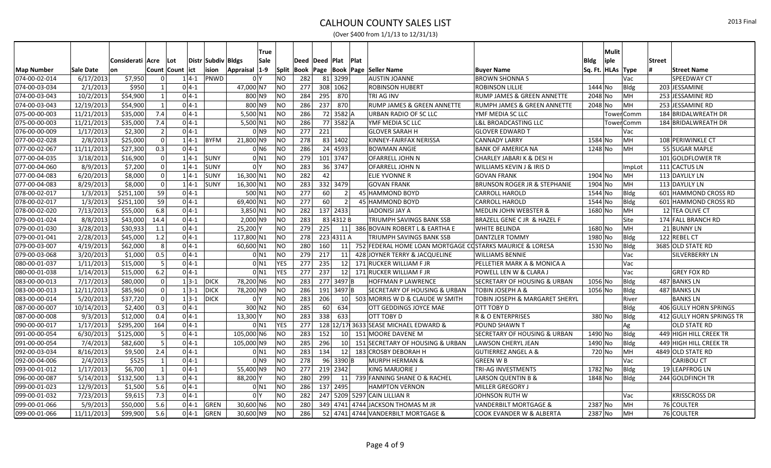# CALHOUN COUNTY SALES LIST

(Over $400 from 1/1/13 to 12/31/13)

| Map Number | Sale Date | Consideration | Acre Count | Lot Count | District | Subdivision | Bldgs Appraisal | True Sale 1-9 | Split | Deed Book | Deed Page | Plat Book | Plat Page | Seller Name | Buyer Name | Bldg Sq. Ft. | Mulitple HLAs | Type | Street # | Street Name |
|---|---|---|---|---|---|---|---|---|---|---|---|---|---|---|---|---|---|---|---|---|
| 074-00-02-014 | 6/17/2013 | $7,950 | 0 | 1 | 4-1 | PNWD | 0 | Y | NO | 282 | 81 | 3299 | | AUSTIN JOANNE | BROWN SHONNA S | | | Vac | | SPEEDWAY CT |
| 074-00-03-034 | 2/1/2013 | $950 | 1 | 0 | 4-1 | | 47,000 | N7 | NO | 277 | 308 | 1062 | | ROBINSON HUBERT | ROBINSON LILLIE | 1444 | No | Bldg | 203 | JESSAMINE |
| 074-00-03-043 | 10/2/2013 | $54,900 | 1 | 0 | 4-1 | | 800 | N9 | NO | 284 | 295 | 870 | | TRI AG INV | RUMP JAMES & GREEN ANNETTE | 2048 | No | MH | 253 | JESSAMINE RD |
| 074-00-03-043 | 12/19/2013 | $54,900 | 1 | 0 | 4-1 | | 800 | N9 | NO | 286 | 237 | 870 | | RUMP JAMES & GREEN ANNETTE | RUMPH JAMES & GREEN ANNETTE | 2048 | No | MH | 253 | JESSAMINE RD |
| 075-00-00-003 | 11/21/2013 | $35,000 | 7.4 | 0 | 4-1 | | 5,500 | N1 | NO | 286 | 72 | 3582 | A | URBAN RADIO OF SC LLC | YMF MEDIA SC LLC | | Tower | Comm | 184 | BRIDALWREATH DR |
| 075-00-00-003 | 11/21/2013 | $35,000 | 7.4 | 0 | 4-1 | | 5,500 | N1 | NO | 286 | 77 | 3582 | A | YMF MEDIA SC LLC | L&L BROADCASTING LLC | | Tower | Comm | 184 | BRIDALWREATH DR |
| 076-00-00-009 | 1/17/2013 | $2,300 | 2 | 0 | 4-1 | | 0 | N9 | NO | 277 | 221 | | | GLOVER SARAH H | GLOVER EDWARD T | | | Vac | | |
| 077-00-02-028 | 2/8/2013 | $25,000 | 0 | 1 | 4-1 | BYFM | 21,800 | N9 | NO | 278 | 83 | 1402 | | KINNEY-FAIRFAX NERISSA | CANNADY LARRY | 1584 | No | MH | 108 | PERIWINKLE CT |
| 077-00-02-067 | 11/11/2013 | $27,300 | 0.3 | 0 | 4-1 | | 0 | N6 | NO | 286 | 24 | 4593 | | BOWMAN ANGIE | BANK OF AMERICA NA | 1248 | No | MH | 55 | SUGAR MAPLE |
| 077-00-04-035 | 3/18/2013 | $16,900 | 0 | 1 | 4-1 | SUNY | 0 | N1 | NO | 279 | 101 | 3747 | | OFARRELL JOHN N | CHARLEY JABARI K & DESI H | | | | 101 | GOLDFLOWER TR |
| 077-00-04-060 | 8/9/2013 | $7,200 | 0 | 1 | 4-1 | SUNY | 0 | Y | NO | 283 | 36 | 3747 | | OFARRELL JOHN N | WILLIAMS KEVIN J & IRIS D | | | ImpLot | 111 | CACTUS LN |
| 077-00-04-083 | 6/20/2013 | $8,000 | 0 | 1 | 4-1 | SUNY | 16,300 | N1 | NO | 282 | 42 | | | ELIE YVONNE R | GOVAN FRANK | 1904 | No | MH | 113 | DAYLILY LN |
| 077-00-04-083 | 8/29/2013 | $8,000 | 0 | 1 | 4-1 | SUNY | 16,300 | N1 | NO | 283 | 332 | 3479 | | GOVAN FRANK | BRUNSON ROGER JR & STEPHANIE | 1904 | No | MH | 113 | DAYLILY LN |
| 078-00-02-017 | 1/3/2013 | $251,100 | 59 | 0 | 4-1 | | 500 | N1 | NO | 277 | 60 | 2 | 45 | HAMMOND BOYD | CARROLL HAROLD | 1544 | No | Bldg | 601 | HAMMOND CROSS RD |
| 078-00-02-017 | 1/3/2013 | $251,100 | 59 | 0 | 4-1 | | 69,400 | N1 | NO | 277 | 60 | 2 | 45 | HAMMOND BOYD | CARROLL HAROLD | 1544 | No | Bldg | 601 | HAMMOND CROSS RD |
| 078-00-02-020 | 7/13/2013 | $55,000 | 6.8 | 0 | 4-1 | | 3,850 | N1 | NO | 282 | 137 | 2433 | | IADONISI JAY A | MEDLIN JOHN WEBSTER & | 1680 | No | MH | 12 | TEA OLIVE CT |
| 079-00-01-024 | 8/8/2013 | $43,000 | 14.4 | 0 | 4-1 | | 2,000 | N9 | NO | 283 | 83 | 4312 B | | TRIUMPH SAVINGS BANK SSB | BRAZELL GENE C JR & HAZEL F | | | Site | 174 | FALL BRANCH RD |
| 079-00-01-030 | 3/28/2013 | $30,933 | 1.1 | 0 | 4-1 | | 25,200 | Y | NO | 279 | 225 | 11 | 386 | BOVAIN ROBERT L & EARTHA E | WHITE BELINDA | 1680 | No | MH | 21 | BUNNY LN |
| 079-00-01-041 | 2/28/2013 | $45,000 | 1.2 | 0 | 4-1 | | 117,800 | N1 | NO | 278 | 223 | 4311 A | | TRIUMPH SAVINGS BANK SSB | DANTZLER TOMMY | 1980 | No | Bldg | 122 | REBEL CT |
| 079-00-03-007 | 4/19/2013 | $62,000 | 8 | 0 | 4-1 | | 60,600 | N1 | NO | 280 | 160 | 11 | 752 | FEDERAL HOME LOAN MORTGAGE CO | STARKS MAURICE & LORESA | 1530 | No | Bldg | 3685 | OLD STATE RD |
| 079-00-03-068 | 3/20/2013 | $1,000 | 0.5 | 0 | 4-1 | | 0 | N1 | NO | 279 | 217 | 11 | 428 | JOYNER TERRY & JACQUELINE | WILLIAMS BENNIE | | | Vac | | SILVERBERRY LN |
| 080-00-01-037 | 1/11/2013 | $15,000 | 5 | 0 | 4-1 | | 0 | N1 | YES | 277 | 235 | 12 | 171 | RUCKER WILLIAM F JR | PELLETIER MARK A & MONICA A | | | Vac | | |
| 080-00-01-038 | 1/14/2013 | $15,000 | 6.2 | 0 | 4-1 | | 0 | N1 | YES | 277 | 237 | 12 | 171 | RUCKER WILLIAM F JR | POWELL LEN W & CLARA J | | | Vac | | GREY FOX RD |
| 083-00-00-013 | 7/17/2013 | $80,000 | 0 | 1 | 3-1 | DICK | 78,200 | N6 | NO | 283 | 277 | 3497 | B | HOFFMAN P LAWRENCE | SECRETARY OF HOUSING & URBAN | 1056 | No | Bldg | 487 | BANKS LN |
| 083-00-00-013 | 12/11/2013 | $85,960 | 0 | 1 | 3-1 | DICK | 78,200 | N9 | NO | 286 | 191 | 3497 | B | SECRETARY OF HOUSING & URBAN | TOBIN JOSEPH A & | 1056 | No | Bldg | 487 | BANKS LN |
| 083-00-00-014 | 5/20/2013 | $37,720 | 0 | 1 | 3-1 | DICK | 0 | Y | NO | 283 | 206 | 10 | 503 | MORRIS W D & CLAUDE W SMITH | TOBIN JOSEPH & MARGARET SHERYL | | | River | | BANKS LN |
| 087-00-00-007 | 10/14/2013 | $2,400 | 0.3 | 0 | 4-1 | | 300 | N2 | NO | 285 | 60 | 634 | | OTT GEDDINGS JOYCE MAE | OTT TOBY D | | | Bldg | 406 | GULLY HORN SPRINGS |
| 087-00-00-008 | 9/3/2013 | $12,000 | 0.4 | 0 | 4-1 | | 13,300 | Y | NO | 283 | 338 | 633 | | OTT TOBY D | R & O ENTERPRISES | 380 | No | Bldg | 412 | GULLY HORN SPRINGS TR |
| 090-00-00-017 | 1/17/2013 | $295,200 | 164 | 0 | 4-1 | | 0 | N1 | YES | 277 | 128 | 12/17 | 3633 | SEASE MICHAEL EDWARD & | POUND SHAWN T | | | Ag | | OLD STATE RD |
| 091-00-00-054 | 6/30/2013 | $125,000 | 5 | 0 | 4-1 | | 105,000 | N6 | NO | 283 | 152 | 10 | 151 | MOORE DAVENE M | SECRETARY OF HOUSING & URBAN | 1490 | No | Bldg | 449 | HIGH HILL CREEK TR |
| 091-00-00-054 | 7/4/2013 | $82,600 | 5 | 0 | 4-1 | | 105,000 | N9 | NO | 285 | 296 | 10 | 151 | SECRETARY OF HOUSING & URBAN | LAWSON CHERYL JEAN | 1490 | No | Bldg | 449 | HIGH HILL CREEK TR |
| 092-00-03-034 | 8/16/2013 | $9,500 | 2.4 | 0 | 4-1 | | 0 | N1 | NO | 283 | 134 | 12 | 183 | CROSBY DEBORAH H | GUTIERREZ ANGEL A & | 720 | No | MH | 4849 | OLD STATE RD |
| 092-00-04-006 | 2/4/2013 | $525 | 1 | 0 | 4-1 | | 0 | N9 | NO | 278 | 96 | 3390 | B | MURPH HERMAN & | GREEN W B | | | Vac | | CARIBOU CT |
| 093-00-01-012 | 1/17/2013 | $6,700 | 1 | 0 | 4-1 | | 55,400 | N9 | NO | 277 | 219 | 2342 | | KING MARJORIE J | TRI-AG INVESTMENTS | 1782 | No | Bldg | 19 | LEAPFROG LN |
| 096-00-00-087 | 5/14/2013 | $132,500 | 1.3 | 0 | 4-1 | | 88,200 | Y | NO | 280 | 299 | 11 | 739 | FANNING SHANE O & RACHEL | LARSON QUENTIN B & | 1848 | No | Bldg | 244 | GOLDFINCH TR |
| 099-00-01-023 | 12/9/2013 | $1,500 | 5.6 | 0 | 4-1 | | 0 | N1 | NO | 286 | 137 | 2495 | | HAMPTON VERNON | MILLER GREGORY J | | | | | |
| 099-00-01-032 | 7/23/2013 | $9,615 | 7.3 | 0 | 4-1 | | 0 | Y | NO | 282 | 247 | 5209 | 5297 | CAIN LILLIAN R | JOHNSON RUTH W | | | Vac | | KRISSCROSS DR |
| 099-00-01-066 | 5/9/2013 | $50,000 | 5.6 | 0 | 4-1 | GREN | 30,600 | N6 | NO | 280 | 349 | 4741 | 4744 | JACKSON THOMAS M JR | VANDERBILT MORTGAGE & | 2387 | No | MH | 76 | COULTER |
| 099-00-01-066 | 11/11/2013 | $99,900 | 5.6 | 0 | 4-1 | GREN | 30,600 | N9 | NO | 286 | 52 | 4741 | 4744 | VANDERBILT MORTGAGE & | COOK EVANDER W & ALBERTA | 2387 | No | MH | 76 | COULTER |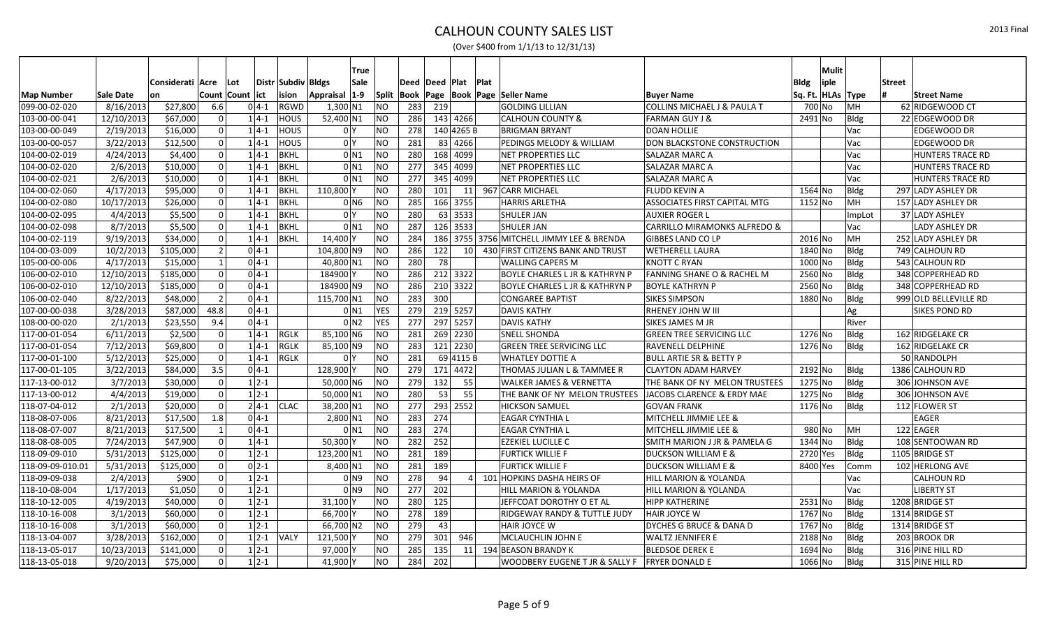# CALHOUN COUNTY SALES LIST

(Over $400 from 1/1/13 to 12/31/13)

2013 Final

| Map Number | Sale Date | Consideration | Acre Count | Lot Count | District | Subdivision | Bldgs Appraisal | True Sale 1-9 | Split | Deed Book | Deed Page | Plat Book | Plat Page | Seller Name | Buyer Name | Bldg Sq. Ft. | Mulitiple HLAs | Type | Street # | Street Name |
|---|---|---|---|---|---|---|---|---|---|---|---|---|---|---|---|---|---|---|---|---|
| 099-00-02-020 | 8/16/2013 | $27,800 | 6.6 | 0 | 4-1 | RGWD | 1,300 | N1 | NO | 283 | 219 | | | GOLDING LILLIAN | COLLINS MICHAEL J & PAULA T | 700 | No | MH | 62 | RIDGEWOOD CT |
| 103-00-00-041 | 12/10/2013 | $67,000 | 0 | 1 | 4-1 | HOUS | 52,400 | N1 | NO | 286 | 143 | 4266 | | CALHOUN COUNTY & | FARMAN GUY J & | 2491 | No | Bldg | 22 | EDGEWOOD DR |
| 103-00-00-049 | 2/19/2013 | $16,000 | 0 | 1 | 4-1 | HOUS | 0 | Y | NO | 278 | 140 | 4265 B | | BRIGMAN BRYANT | DOAN HOLLIE | | | Vac | | EDGEWOOD DR |
| 103-00-00-057 | 3/22/2013 | $12,500 | 0 | 1 | 4-1 | HOUS | 0 | Y | NO | 281 | 83 | 4266 | | PEDINGS MELODY & WILLIAM | DON BLACKSTONE CONSTRUCTION | | | Vac | | EDGEWOOD DR |
| 104-00-02-019 | 4/24/2013 | $4,400 | 0 | 1 | 4-1 | BKHL | 0 | N1 | NO | 280 | 168 | 4099 | | NET PROPERTIES LLC | SALAZAR MARC A | | | Vac | | HUNTERS TRACE RD |
| 104-00-02-020 | 2/6/2013 | $10,000 | 0 | 1 | 4-1 | BKHL | 0 | N1 | NO | 277 | 345 | 4099 | | NET PROPERTIES LLC | SALAZAR MARC A | | | Vac | | HUNTERS TRACE RD |
| 104-00-02-021 | 2/6/2013 | $10,000 | 0 | 1 | 4-1 | BKHL | 0 | N1 | NO | 277 | 345 | 4099 | | NET PROPERTIES LLC | SALAZAR MARC A | | | Vac | | HUNTERS TRACE RD |
| 104-00-02-060 | 4/17/2013 | $95,000 | 0 | 1 | 4-1 | BKHL | 110,800 | Y | NO | 280 | 101 | 11 | 967 | CARR MICHAEL | FLUDD KEVIN A | 1564 | No | Bldg | 297 | LADY ASHLEY DR |
| 104-00-02-080 | 10/17/2013 | $26,000 | 0 | 1 | 4-1 | BKHL | 0 | N6 | NO | 285 | 166 | 3755 | | HARRIS ARLETHA | ASSOCIATES FIRST CAPITAL MTG | 1152 | No | MH | 157 | LADY ASHLEY DR |
| 104-00-02-095 | 4/4/2013 | $5,500 | 0 | 1 | 4-1 | BKHL | 0 | Y | NO | 280 | 63 | 3533 | | SHULER JAN | AUXIER ROGER L | | | ImpLot | 37 | LADY ASHLEY |
| 104-00-02-098 | 8/7/2013 | $5,500 | 0 | 1 | 4-1 | BKHL | 0 | N1 | NO | 287 | 126 | 3533 | | SHULER JAN | CARRILLO MIRAMONKS ALFREDO & | | | Vac | | LADY ASHLEY DR |
| 104-00-02-119 | 9/19/2013 | $34,000 | 0 | 1 | 4-1 | BKHL | 14,400 | Y | NO | 284 | 186 | 3755 | 3756 | MITCHELL JIMMY LEE & BRENDA | GIBBES LAND CO LP | 2016 | No | MH | 252 | LADY ASHLEY DR |
| 104-00-03-009 | 10/2/2013 | $105,000 | 2 | 0 | 4-1 | | 104,800 | N9 | NO | 286 | 122 | 10 | 430 | FIRST CITIZENS BANK AND TRUST | WETHERELL LAURA | 1840 | No | Bldg | 749 | CALHOUN RD |
| 105-00-00-006 | 4/17/2013 | $15,000 | 1 | 0 | 4-1 | | 40,800 | N1 | NO | 280 | 78 | | | WALLING CAPERS M | KNOTT C RYAN | 1000 | No | Bldg | 543 | CALHOUN RD |
| 106-00-02-010 | 12/10/2013 | $185,000 | 0 | 0 | 4-1 | | 184900 | Y | NO | 286 | 212 | 3322 | | BOYLE CHARLES L JR & KATHRYN P | FANNING SHANE O & RACHEL M | 2560 | No | Bldg | 348 | COPPERHEAD RD |
| 106-00-02-010 | 12/10/2013 | $185,000 | 0 | 0 | 4-1 | | 184900 | N9 | NO | 286 | 210 | 3322 | | BOYLE CHARLES L JR & KATHRYN P | BOYLE KATHRYN P | 2560 | No | Bldg | 348 | COPPERHEAD RD |
| 106-00-02-040 | 8/22/2013 | $48,000 | 2 | 0 | 4-1 | | 115,700 | N1 | NO | 283 | 300 | | | CONGAREE BAPTIST | SIKES SIMPSON | 1880 | No | Bldg | 999 | OLD BELLEVILLE RD |
| 107-00-00-038 | 3/28/2013 | $87,000 | 48.8 | 0 | 4-1 | | 0 | N1 | YES | 279 | 219 | 5257 | | DAVIS KATHY | RHENEY JOHN W III | | | Ag | | SIKES POND RD |
| 108-00-00-020 | 2/1/2013 | $23,550 | 9.4 | 0 | 4-1 | | 0 | N2 | YES | 277 | 297 | 5257 | | DAVIS KATHY | SIKES JAMES M JR | | | River | | |
| 117-00-01-054 | 6/11/2013 | $2,500 | 0 | 1 | 4-1 | RGLK | 85,100 | N6 | NO | 281 | 269 | 2230 | | SNELL SHONDA | GREEN TREE SERVICING LLC | 1276 | No | Bldg | 162 | RIDGELAKE CR |
| 117-00-01-054 | 7/12/2013 | $69,800 | 0 | 1 | 4-1 | RGLK | 85,100 | N9 | NO | 283 | 121 | 2230 | | GREEN TREE SERVICING LLC | RAVENELL DELPHINE | 1276 | No | Bldg | 162 | RIDGELAKE CR |
| 117-00-01-100 | 5/12/2013 | $25,000 | 0 | 1 | 4-1 | RGLK | 0 | Y | NO | 281 | 69 | 4115 B | | WHATLEY DOTTIE A | BULL ARTIE SR & BETTY P | | | | 50 | RANDOLPH |
| 117-00-01-105 | 3/22/2013 | $84,000 | 3.5 | 0 | 4-1 | | 128,900 | Y | NO | 279 | 171 | 4472 | | THOMAS JULIAN L & TAMMEE R | CLAYTON ADAM HARVEY | 2192 | No | Bldg | 1386 | CALHOUN RD |
| 117-13-00-012 | 3/7/2013 | $30,000 | 0 | 1 | 2-1 | | 50,000 | N6 | NO | 279 | 132 | 55 | | WALKER JAMES & VERNETTA | THE BANK OF NY MELON TRUSTEES | 1275 | No | Bldg | 306 | JOHNSON AVE |
| 117-13-00-012 | 4/4/2013 | $19,000 | 0 | 1 | 2-1 | | 50,000 | N1 | NO | 280 | 53 | 55 | | THE BANK OF NY MELON TRUSTEES | JACOBS CLARENCE & ERDY MAE | 1275 | No | Bldg | 306 | JOHNSON AVE |
| 118-07-04-012 | 2/1/2013 | $20,000 | 0 | 2 | 4-1 | CLAC | 38,200 | N1 | NO | 277 | 293 | 2552 | | HICKSON SAMUEL | GOVAN FRANK | 1176 | No | Bldg | 112 | FLOWER ST |
| 118-08-07-006 | 8/21/2013 | $17,500 | 1.8 | 0 | 4-1 | | 2,800 | N1 | NO | 283 | 274 | | | EAGAR CYNTHIA L | MITCHELL JIMMIE LEE & | | | | | EAGER |
| 118-08-07-007 | 8/21/2013 | $17,500 | 1 | 0 | 4-1 | | 0 | N1 | NO | 283 | 274 | | | EAGAR CYNTHIA L | MITCHELL JIMMIE LEE & | 980 | No | MH | 122 | EAGER |
| 118-08-08-005 | 7/24/2013 | $47,900 | 0 | 1 | 4-1 | | 50,300 | Y | NO | 282 | 252 | | | EZEKIEL LUCILLE C | SMITH MARION J JR & PAMELA G | 1344 | No | Bldg | 108 | SENTOOWAN RD |
| 118-09-09-010 | 5/31/2013 | $125,000 | 0 | 1 | 2-1 | | 123,200 | N1 | NO | 281 | 189 | | | FURTICK WILLIE F | DUCKSON WILLIAM E & | 2720 | Yes | Bldg | 1105 | BRIDGE ST |
| 118-09-09-010.01 | 5/31/2013 | $125,000 | 0 | 0 | 2-1 | | 8,400 | N1 | NO | 281 | 189 | | | FURTICK WILLIE F | DUCKSON WILLIAM E & | 8400 | Yes | Comm | 102 | HERLONG AVE |
| 118-09-09-038 | 2/4/2013 | $900 | 0 | 1 | 2-1 | | 0 | N9 | NO | 278 | 94 | 4 | 101 | HOPKINS DASHA HEIRS OF | HILL MARION & YOLANDA | | | Vac | | CALHOUN RD |
| 118-10-08-004 | 1/17/2013 | $1,050 | 0 | 1 | 2-1 | | 0 | N9 | NO | 277 | 202 | | | HILL MARION & YOLANDA | HILL MARION & YOLANDA | | | Vac | | LIBERTY ST |
| 118-10-12-005 | 4/19/2013 | $40,000 | 0 | 1 | 2-1 | | 31,100 | Y | NO | 280 | 125 | | | JEFFCOAT DOROTHY O ET AL | HIPP KATHERINE | 2531 | No | Bldg | 1208 | BRIDGE ST |
| 118-10-16-008 | 3/1/2013 | $60,000 | 0 | 1 | 2-1 | | 66,700 | Y | NO | 278 | 189 | | | RIDGEWAY RANDY & TUTTLE JUDY | HAIR JOYCE W | 1767 | No | Bldg | 1314 | BRIDGE ST |
| 118-10-16-008 | 3/1/2013 | $60,000 | 0 | 1 | 2-1 | | 66,700 | N2 | NO | 279 | 43 | | | HAIR JOYCE W | DYCHES G BRUCE & DANA D | 1767 | No | Bldg | 1314 | BRIDGE ST |
| 118-13-04-007 | 3/28/2013 | $162,000 | 0 | 1 | 2-1 | VALY | 121,500 | Y | NO | 279 | 301 | 946 | | MCLAUCHLIN JOHN E | WALTZ JENNIFER E | 2188 | No | Bldg | 203 | BROOK DR |
| 118-13-05-017 | 10/23/2013 | $141,000 | 0 | 1 | 2-1 | | 97,000 | Y | NO | 285 | 135 | 11 | 194 | BEASON BRANDY K | BLEDSOE DEREK E | 1694 | No | Bldg | 316 | PINE HILL RD |
| 118-13-05-018 | 9/20/2013 | $75,000 | 0 | 1 | 2-1 | | 41,900 | Y | NO | 284 | 202 | | | WOODBERY EUGENE T JR & SALLY F | FRYER DONALD E | 1066 | No | Bldg | 315 | PINE HILL RD |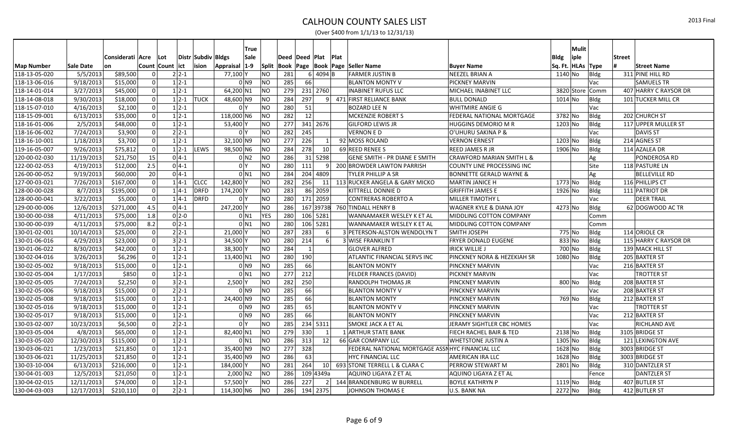# CALHOUN COUNTY SALES LIST

(Over $400 from 1/1/13 to 12/31/13)

2013 Final

| Map Number | Sale Date | Consideration | Acre Count | Lot Count | District | Subdivision | Bldgs Appraisal | True Sale 1-9 | Split | Deed Book | Deed Page | Plat Book | Plat Page | Seller Name | Buyer Name | Bldg Sq. Ft. | Multiple HLAs | Type | Street # | Street Name |
|---|---|---|---|---|---|---|---|---|---|---|---|---|---|---|---|---|---|---|---|---|
| 118-13-05-020 | 5/5/2013 | $89,500 | 0 | 2 | 2-1 | | 77,100 | Y | NO | 281 | 6 | 4094 | B | FARMER JUSTIN B | NEEZEL BRIAN A | 1140 | No | Bldg | 311 | PINE HILL RD |
| 118-13-06-016 | 9/18/2013 | $15,000 | 0 | 1 | 2-1 | | 0 | N9 | NO | 285 | 66 | | | BLANTON MONTY V | PICKNEY MARVIN | | | Vac | | |
| 118-14-01-014 | 3/27/2013 | $45,000 | 0 | 1 | 2-1 | | 64,200 | N1 | NO | 279 | 231 | 2760 | | INABINET RUFUS LLC | MICHAEL INABINET LLC | 3820 | Store | Comm | 407 | HARRY C RAYSOR DR |
| 118-14-08-018 | 9/30/2013 | $18,000 | 0 | 1 | 2-1 | TUCK | 48,600 | N9 | NO | 284 | 297 | 9 | 471 | FIRST RELIANCE BANK | BULL DONALD | 1014 | No | Bldg | 101 | TUCKER MILL CR |
| 118-15-07-010 | 4/16/2013 | $2,100 | 0 | 1 | 2-1 | | 0 | Y | NO | 280 | 51 | | | BOZARD LEE N | WHITMIRE ANGIE G | | | Vac | | |
| 118-15-09-001 | 6/13/2013 | $35,000 | 0 | 1 | 2-1 | | 118,000 | N6 | NO | 282 | 12 | | | MCKENZIE ROBERT S | FEDERAL NATIONAL MORTGAGE | 3782 | No | Bldg | 202 | CHURCH ST |
| 118-16-01-006 | 2/5/2013 | $48,000 | 0 | 1 | 2-1 | | 53,400 | Y | NO | 277 | 341 | 2676 | | GILFORD LEWIS JR | HUGGINS DEMORIO M R | 1203 | No | Bldg | 117 | UPPER MULLER ST |
| 118-16-06-002 | 7/24/2013 | $3,900 | 0 | 2 | 2-1 | | 0 | Y | NO | 282 | 245 | | | VERNON E D | O'UHURU SAKINA P & | | | Vac | | DAVIS ST |
| 118-16-10-001 | 1/18/2013 | $3,700 | 0 | 1 | 2-1 | | 32,100 | N9 | NO | 277 | 226 | 1 | 92 | MOSS ROLAND | VERNON ERNEST | 1203 | No | Bldg | 214 | AGNES ST |
| 119-16-05-007 | 9/26/2013 | $75,812 | 0 | 1 | 2-1 | LEWS | 98,500 | N6 | NO | 284 | 278 | 10 | 69 | REED RENEE S | REED JAMES R JR | 1906 | No | Bldg | 114 | AZALEA DR |
| 120-00-02-030 | 11/19/2013 | $21,750 | 15 | 0 | 4-1 | | 0 | N2 | NO | 286 | 31 | 5298 | | GENE SMITH - PR DIANE E SMITH | CRAWFORD MARIAN SMITH L & | | | Ag | | PONDEROSA RD |
| 122-00-02-053 | 4/19/2013 | $12,000 | 2.5 | 0 | 4-1 | | 0 | Y | NO | 280 | 111 | 9 | 200 | BROWDER LAWTON PARRISH | COUNTY LINE PROCESSING INC | | | Site | 118 | PASTURE LN |
| 126-00-00-052 | 9/19/2013 | $60,000 | 20 | 0 | 4-1 | | 0 | N1 | NO | 284 | 204 | 4809 | | TYLER PHILLIP A SR | BONNETTE GERALD WAYNE & | | | Ag | | BELLEVILLE RD |
| 127-00-03-021 | 7/26/2013 | $167,000 | 0 | 1 | 4-1 | CLCC | 142,800 | Y | NO | 282 | 256 | 11 | 113 | RUCKER ANGELA & GARY MICKO | MARTIN JANICE H | 1773 | No | Bldg | 116 | PHILLIPS CT |
| 128-00-00-028 | 8/7/2013 | $195,000 | 0 | 1 | 4-1 | DRFD | 174,200 | Y | NO | 283 | 86 | 2059 | | KITTRELL DONNIE D | GRIFFITH JAMES E | 1926 | No | Bldg | 111 | PATRIOT DR |
| 128-00-00-041 | 3/22/2013 | $5,000 | 0 | 1 | 4-1 | DRFD | 0 | Y | NO | 280 | 171 | 2059 | | CONTRERAS ROBERTO A | MILLER TIMOTHY L | | | Vac | | DEER TRAIL |
| 129-00-00-006 | 12/6/2013 | $271,000 | 4.5 | 0 | 4-1 | | 247,200 | Y | NO | 286 | 167 | 3973B | 760 | TINDALL HENRY B | WAGNER KYLE & DIANA JOY | 4273 | No | Bldg | 62 | DOGWOOD AC TR |
| 130-00-00-038 | 4/11/2013 | $75,000 | 1.8 | 0 | 2-0 | | 0 | N1 | YES | 280 | 106 | 5281 | | WANNAMAKER WESLEY K ET AL | MIDDLING COTTON COMPANY | | | Comm | | |
| 130-00-00-039 | 4/11/2013 | $75,000 | 8.2 | 0 | 2-1 | | 0 | N1 | NO | 280 | 106 | 5281 | | WANNAMAKER WESLEY K ET AL | MIDDLING COTTON COMPANY | | | Comm | | |
| 130-01-02-001 | 10/14/2013 | $25,000 | 0 | 2 | 2-1 | | 21,000 | Y | NO | 287 | 283 | 6 | 3 | PETERSON-ALSTON WENDOLYN T | SMITH JOSEPH | 775 | No | Bldg | 114 | ORIOLE CR |
| 130-01-06-016 | 4/29/2013 | $23,000 | 0 | 3 | 2-1 | | 34,500 | Y | NO | 280 | 214 | 6 | 3 | WISE FRANKLIN T | FRYER DONALD EUGENE | 833 | No | Bldg | 115 | HARRY C RAYSOR DR |
| 130-01-06-022 | 8/30/2013 | $42,000 | 0 | 1 | 2-1 | | 38,300 | Y | NO | 284 | 1 | | | GLOVER ALFRED | IRICK WILLIE J | 700 | No | Bldg | 139 | MACK HILL ST |
| 130-02-04-016 | 3/26/2013 | $6,296 | 0 | 1 | 2-1 | | 13,400 | N1 | NO | 280 | 190 | | | ATLANTIC FINANCIAL SERVS INC | PINCKNEY NORA & HEZEKIAH SR | 1080 | No | Bldg | 205 | BAXTER ST |
| 130-02-05-002 | 9/18/2013 | $15,000 | 0 | 1 | 2-1 | | 0 | N9 | NO | 285 | 66 | | | BLANTON MONTY | PINCKNEY MARVIN | | | Vac | 216 | BAXTER ST |
| 130-02-05-004 | 1/17/2013 | $850 | 0 | 1 | 2-1 | | 0 | N1 | NO | 277 | 212 | | | FELDER FRANCES (DAVID) | PICKNEY MARVIN | | | Vac | | TROTTER ST |
| 130-02-05-005 | 7/24/2013 | $2,250 | 0 | 3 | 2-1 | | 2,500 | Y | NO | 282 | 250 | | | RANDOLPH THOMAS JR | PINCKNEY MARVIN | 800 | No | Bldg | 208 | BAXTER ST |
| 130-02-05-006 | 9/18/2013 | $15,000 | 0 | 2 | 2-1 | | 0 | N9 | NO | 285 | 66 | | | BLANTON MONTY V | PINCKNEY MARVIN | | | Vac | 208 | BAXTER ST |
| 130-02-05-008 | 9/18/2013 | $15,000 | 0 | 1 | 2-1 | | 24,400 | N9 | NO | 285 | 66 | | | BLANTON MONTY | PINCKNEY MARVIN | 769 | No | Bldg | 212 | BAXTER ST |
| 130-02-05-016 | 9/18/2013 | $15,000 | 0 | 1 | 2-1 | | 0 | N9 | NO | 285 | 65 | | | BLANTON MONTY V | PINCKNEY MARVIN | | | Vac | | TROTTER ST |
| 130-02-05-017 | 9/18/2013 | $15,000 | 0 | 1 | 2-1 | | 0 | N9 | NO | 285 | 66 | | | BLANTON MONTY | PINCKNEY MARVIN | | | Vac | 212 | BAXTER ST |
| 130-03-02-007 | 10/23/2013 | $6,500 | 0 | 2 | 2-1 | | 0 | Y | NO | 285 | 234 | 5311 | | SMOKE JACK A ET AL | JERAMY SIGHTLER CBC HOMES | | | Vac | | RICHLAND AVE |
| 130-03-05-004 | 4/8/2013 | $65,000 | 0 | 1 | 2-1 | | 82,400 | N1 | NO | 279 | 330 | 1 | 1 | ARTHUR STATE BANK | FIECH RACHEL BAIR & TED | 2138 | No | Bldg | 3105 | BRIDGE ST |
| 130-03-05-020 | 12/30/2013 | $115,000 | 0 | 1 | 2-1 | | 0 | N1 | NO | 286 | 313 | 12 | 66 | GAR COMPANY LLC | WHETSTONE JUSTIN A | 1305 | No | Bldg | 121 | LEXINGTON AVE |
| 130-03-06-021 | 1/23/2013 | $21,850 | 0 | 1 | 2-1 | | 35,400 | N9 | NO | 277 | 328 | | | FEDERAL NATIONAL MORTGAGE ASSN | HYC FINANCIAL LLC | 1628 | No | Bldg | 3003 | BRIDGE ST |
| 130-03-06-021 | 11/25/2013 | $21,850 | 0 | 1 | 2-1 | | 35,400 | N9 | NO | 286 | 63 | | | HYC FINANCIAL LLC | AMERICAN IRA LLC | 1628 | No | Bldg | 3003 | BRIDGE ST |
| 130-03-10-004 | 6/13/2013 | $216,000 | 0 | 1 | 2-1 | | 184,000 | Y | NO | 281 | 264 | 10 | 693 | STONE TERRELL L & CLARA C | PERROW STEWART M | 2801 | No | Bldg | 310 | DANTZLER ST |
| 130-04-01-003 | 12/5/2013 | $21,050 | 0 | 1 | 2-1 | | 2,000 | N2 | NO | 286 | 109 | 4349a | | AQUINO LIGAYA Z ET AL | AQUINO LIGAYA Z ET AL | | | Fence | | DANTZLER ST |
| 130-04-02-015 | 12/11/2013 | $74,000 | 0 | 1 | 2-1 | | 57,500 | Y | NO | 286 | 227 | 2 | 144 | BRANDENBURG W BURRELL | BOYLE KATHRYN P | 1119 | No | Bldg | 407 | BUTLER ST |
| 130-04-03-003 | 12/17/2013 | $210,110 | 0 | 2 | 2-1 | | 114,300 | N6 | NO | 286 | 194 | 2375 | | JOHNSON THOMAS E | U.S. BANK NA | 2272 | No | Bldg | 412 | BUTLER ST |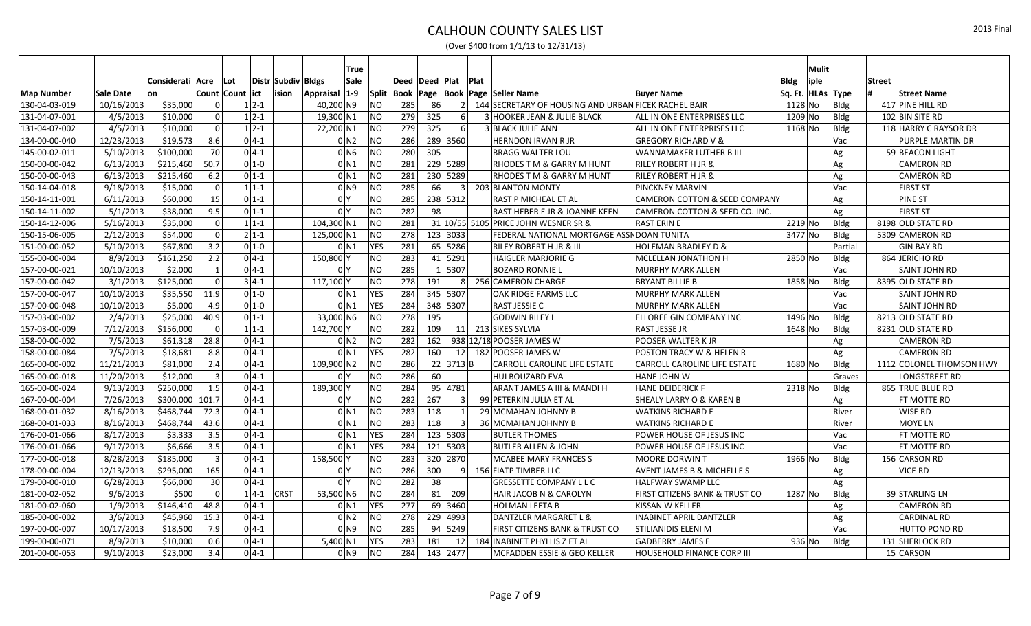# CALHOUN COUNTY SALES LIST

(Over $400 from 1/1/13 to 12/31/13)

2013 Final

| Map Number | Sale Date | Consideration | Acre Count | Lot Count | District | Subdivision | Bldgs Appraisal | True Sale 1-9 | Split | Deed Book | Deed Page | Plat Book | Plat Page | Seller Name | Buyer Name | Bldg Sq. Ft. | Multiple HLAs | Type | Street # | Street Name |
|---|---|---|---|---|---|---|---|---|---|---|---|---|---|---|---|---|---|---|---|---|
| 130-04-03-019 | 10/16/2013 | $35,000 | 0 | 1 | 2-1 | | 40,200 | N9 | NO | 285 | 86 | 2 | 144 | SECRETARY OF HOUSING AND URBAN | FICEK RACHEL BAIR | 1128 | No | Bldg | 417 | PINE HILL RD |
| 131-04-07-001 | 4/5/2013 | $10,000 | 0 | 1 | 2-1 | | 19,300 | N1 | NO | 279 | 325 | 6 | 3 | HOOKER JEAN & JULIE BLACK | ALL IN ONE ENTERPRISES LLC | 1209 | No | Bldg | 102 | BIN SITE RD |
| 131-04-07-002 | 4/5/2013 | $10,000 | 0 | 1 | 2-1 | | 22,200 | N1 | NO | 279 | 325 | 6 | 3 | BLACK JULIE ANN | ALL IN ONE ENTERPRISES LLC | 1168 | No | Bldg | 118 | HARRY C RAYSOR DR |
| 134-00-00-040 | 12/23/2013 | $19,573 | 8.6 | 0 | 4-1 | | 0 | N2 | NO | 286 | 289 | 3560 | | HERNDON IRVAN R JR | GREGORY RICHARD V & | | | Vac | | PURPLE MARTIN DR |
| 145-00-02-011 | 5/10/2013 | $100,000 | 70 | 0 | 4-1 | | 0 | N6 | NO | 280 | 305 | | | BRAGG WALTER LOU | WANNAMAKER LUTHER B III | | | Ag | 59 | BEACON LIGHT |
| 150-00-00-042 | 6/13/2013 | $215,460 | 50.7 | 0 | 1-0 | | 0 | N1 | NO | 281 | 229 | 5289 | | RHODES T M & GARRY M HUNT | RILEY ROBERT H JR & | | | Ag | | CAMERON RD |
| 150-00-00-043 | 6/13/2013 | $215,460 | 6.2 | 0 | 1-1 | | 0 | N1 | NO | 281 | 230 | 5289 | | RHODES T M & GARRY M HUNT | RILEY ROBERT H JR & | | | Ag | | CAMERON RD |
| 150-14-04-018 | 9/18/2013 | $15,000 | 0 | 1 | 1-1 | | 0 | N9 | NO | 285 | 66 | 3 | 203 | BLANTON MONTY | PINCKNEY MARVIN | | | Vac | | FIRST ST |
| 150-14-11-001 | 6/11/2013 | $60,000 | 15 | 0 | 1-1 | | 0 | Y | NO | 285 | 238 | 5312 | | RAST P MICHEAL ET AL | CAMERON COTTON & SEED COMPANY | | | Ag | | PINE ST |
| 150-14-11-002 | 5/1/2013 | $38,000 | 9.5 | 0 | 1-1 | | 0 | Y | NO | 282 | 98 | | | RAST HEBER E JR & JOANNE KEEN | CAMERON COTTON & SEED CO. INC. | | | Ag | | FIRST ST |
| 150-14-12-006 | 5/16/2013 | $35,000 | 0 | 1 | 1-1 | | 104,300 | N1 | NO | 281 | 31 | 10/55 | 5105 | PRICE JOHN WESNER SR & | RAST ERIN E | 2219 | No | Bldg | 8198 | OLD STATE RD |
| 150-15-06-005 | 2/12/2013 | $54,000 | 0 | 2 | 1-1 | | 125,000 | N1 | NO | 278 | 123 | 3033 | | FEDERAL NATIONAL MORTGAGE ASSN | DOAN TUNITA | 3477 | No | Bldg | 5309 | CAMERON RD |
| 151-00-00-052 | 5/10/2013 | $67,800 | 3.2 | 0 | 1-0 | | 0 | N1 | YES | 281 | 65 | 5286 | | RILEY ROBERT H JR & III | HOLEMAN BRADLEY D & | | | Partial | | GIN BAY RD |
| 155-00-00-004 | 8/9/2013 | $161,250 | 2.2 | 0 | 4-1 | | 150,800 | Y | NO | 283 | 41 | 5291 | | HAIGLER MARJORIE G | MCLELLAN JONATHON H | 2850 | No | Bldg | 864 | JERICHO RD |
| 157-00-00-021 | 10/10/2013 | $2,000 | 1 | 0 | 4-1 | | 0 | Y | NO | 285 | 1 | 5307 | | BOZARD RONNIE L | MURPHY MARK ALLEN | | | Vac | | SAINT JOHN RD |
| 157-00-00-042 | 3/1/2013 | $125,000 | 0 | 3 | 4-1 | | 117,100 | Y | NO | 278 | 191 | 8 | 256 | CAMERON CHARGE | BRYANT BILLIE B | 1858 | No | Bldg | 8395 | OLD STATE RD |
| 157-00-00-047 | 10/10/2013 | $35,550 | 11.9 | 0 | 1-0 | | 0 | N1 | YES | 284 | 345 | 5307 | | OAK RIDGE FARMS LLC | MURPHY MARK ALLEN | | | Vac | | SAINT JOHN RD |
| 157-00-00-048 | 10/10/2013 | $5,000 | 4.9 | 0 | 1-0 | | 0 | N1 | YES | 284 | 348 | 5307 | | RAST JESSIE C | MURPHY MARK ALLEN | | | Vac | | SAINT JOHN RD |
| 157-03-00-002 | 2/4/2013 | $25,000 | 40.9 | 0 | 1-1 | | 33,000 | N6 | NO | 278 | 195 | | | GODWIN RILEY L | ELLOREE GIN COMPANY INC | 1496 | No | Bldg | 8213 | OLD STATE RD |
| 157-03-00-009 | 7/12/2013 | $156,000 | 0 | 1 | 1-1 | | 142,700 | Y | NO | 282 | 109 | 11 | 213 | SIKES SYLVIA | RAST JESSE JR | 1648 | No | Bldg | 8231 | OLD STATE RD |
| 158-00-00-002 | 7/5/2013 | $61,318 | 28.8 | 0 | 4-1 | | 0 | N2 | NO | 282 | 162 | 938 | 12/18 | POOSER JAMES W | POOSER WALTER K JR | | | Ag | | CAMERON RD |
| 158-00-00-084 | 7/5/2013 | $18,681 | 8.8 | 0 | 4-1 | | 0 | N1 | YES | 282 | 160 | 12 | 182 | POOSER JAMES W | POSTON TRACY W & HELEN R | | | Ag | | CAMERON RD |
| 165-00-00-002 | 11/21/2013 | $81,000 | 2.4 | 0 | 4-1 | | 109,900 | N2 | NO | 286 | 22 | 3713 | B | CARROLL CAROLINE LIFE ESTATE | CARROLL CAROLINE LIFE ESTATE | 1680 | No | Bldg | 1112 | COLONEL THOMSON HWY |
| 165-00-00-018 | 11/20/2013 | $12,000 | 3 | 0 | 4-1 | | 0 | Y | NO | 286 | 60 | | | HUI BOUZARD EVA | HANE JOHN W | | | Graves | | LONGSTREET RD |
| 165-00-00-024 | 9/13/2013 | $250,000 | 1.5 | 0 | 4-1 | | 189,300 | Y | NO | 284 | 95 | 4781 | | ARANT JAMES A III & MANDI H | HANE DEIDERICK F | 2318 | No | Bldg | 865 | TRUE BLUE RD |
| 167-00-00-004 | 7/26/2013 | $300,000 | 101.7 | 0 | 4-1 | | 0 | Y | NO | 282 | 267 | 3 | 99 | PETERKIN JULIA ET AL | SHEALY LARRY O & KAREN B | | | Ag | | FT MOTTE RD |
| 168-00-01-032 | 8/16/2013 | $468,744 | 72.3 | 0 | 4-1 | | 0 | N1 | NO | 283 | 118 | 1 | 29 | MCMAHAN JOHNNY B | WATKINS RICHARD E | | | River | | WISE RD |
| 168-00-01-033 | 8/16/2013 | $468,744 | 43.6 | 0 | 4-1 | | 0 | N1 | NO | 283 | 118 | 3 | 36 | MCMAHAN JOHNNY B | WATKINS RICHARD E | | | River | | MOYE LN |
| 176-00-01-066 | 8/17/2013 | $3,333 | 3.5 | 0 | 4-1 | | 0 | N1 | YES | 284 | 123 | 5303 | | BUTLER THOMES | POWER HOUSE OF JESUS INC | | | Vac | | FT MOTTE RD |
| 176-00-01-066 | 9/17/2013 | $6,666 | 3.5 | 0 | 4-1 | | 0 | N1 | YES | 284 | 121 | 5303 | | BUTLER ALLEN & JOHN | POWER HOUSE OF JESUS INC | | | Vac | | FT MOTTE RD |
| 177-00-00-018 | 8/28/2013 | $185,000 | 3 | 0 | 4-1 | | 158,500 | Y | NO | 283 | 320 | 2870 | | MCABEE MARY FRANCES S | MOORE DORWIN T | 1966 | No | Bldg | 156 | CARSON RD |
| 178-00-00-004 | 12/13/2013 | $295,000 | 165 | 0 | 4-1 | | 0 | Y | NO | 286 | 300 | 9 | 156 | FIATP TIMBER LLC | AVENT JAMES B & MICHELLE S | | | Ag | | VICE RD |
| 179-00-00-010 | 6/28/2013 | $66,000 | 30 | 0 | 4-1 | | 0 | Y | NO | 282 | 38 | | | GRESSETTE COMPANY L L C | HALFWAY SWAMP LLC | | | Ag | | |
| 181-00-02-052 | 9/6/2013 | $500 | 0 | 1 | 4-1 | CRST | 53,500 | N6 | NO | 284 | 81 | 209 | | HAIR JACOB N & CAROLYN | FIRST CITIZENS BANK & TRUST CO | 1287 | No | Bldg | 39 | STARLING LN |
| 181-00-02-060 | 1/9/2013 | $146,410 | 48.8 | 0 | 4-1 | | 0 | N1 | YES | 277 | 69 | 3460 | | HOLMAN LEETA B | KISSAN W KELLER | | | Ag | | CAMERON RD |
| 185-00-00-002 | 3/6/2013 | $45,960 | 15.3 | 0 | 4-1 | | 0 | N2 | NO | 278 | 229 | 4993 | | DANTZLER MARGARET L & | INABINET APRIL DANTZLER | | | Ag | | CARDINAL RD |
| 197-00-00-007 | 10/17/2013 | $18,500 | 7.9 | 0 | 4-1 | | 0 | N9 | NO | 285 | 94 | 5249 | | FIRST CITIZENS BANK & TRUST CO | STILIANIDIS ELENI M | | | Vac | | HUTTO POND RD |
| 199-00-00-071 | 8/9/2013 | $10,000 | 0.6 | 0 | 4-1 | | 5,400 | N1 | YES | 283 | 181 | 12 | 184 | INABINET PHYLLIS Z ET AL | GADBERRY JAMES E | 936 | No | Bldg | 131 | SHERLOCK RD |
| 201-00-00-053 | 9/10/2013 | $23,000 | 3.4 | 0 | 4-1 | | 0 | N9 | NO | 284 | 143 | 2477 | | MCFADDEN ESSIE & GEO KELLER | HOUSEHOLD FINANCE CORP III | | | | 15 | CARSON |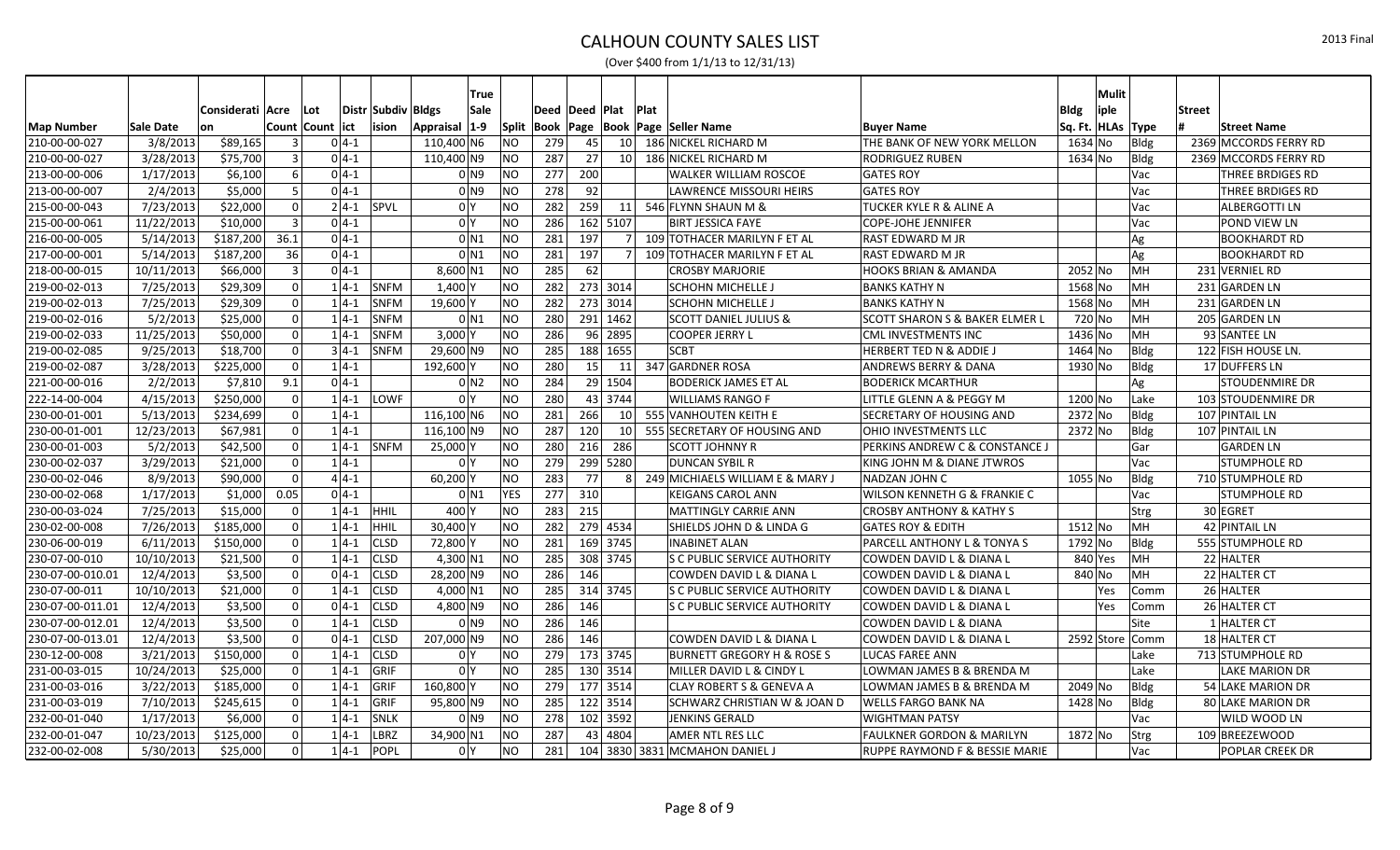# CALHOUN COUNTY SALES LIST

(Over $400 from 1/1/13 to 12/31/13)

2013 Final

| Map Number | Sale Date | Consideration | Acre Count | Lot Count | District | Subdivision | Bldgs Appraisal | True Sale 1-9 | Split | Deed Book | Deed Page | Plat Book | Plat Page | Seller Name | Buyer Name | Bldg Sq. Ft. | Mulitiple HLAs | Type | Street # | Street Name |
|---|---|---|---|---|---|---|---|---|---|---|---|---|---|---|---|---|---|---|---|---|
| 210-00-00-027 | 3/8/2013 | $89,165 | 3 | 0 | 4-1 | | 110,400 | N6 | NO | 279 | 45 | 10 | 186 | NICKEL RICHARD M | THE BANK OF NEW YORK MELLON | 1634 | No | Bldg | 2369 | MCCORDS FERRY RD |
| 210-00-00-027 | 3/28/2013 | $75,700 | 3 | 0 | 4-1 | | 110,400 | N9 | NO | 287 | 27 | 10 | 186 | NICKEL RICHARD M | RODRIGUEZ RUBEN | 1634 | No | Bldg | 2369 | MCCORDS FERRY RD |
| 213-00-00-006 | 1/17/2013 | $6,100 | 6 | 0 | 4-1 | | 0 | N9 | NO | 277 | 200 | | | WALKER WILLIAM ROSCOE | GATES ROY | | | Vac | | THREE BRDIGES RD |
| 213-00-00-007 | 2/4/2013 | $5,000 | 5 | 0 | 4-1 | | 0 | N9 | NO | 278 | 92 | | | LAWRENCE MISSOURI HEIRS | GATES ROY | | | Vac | | THREE BRDIGES RD |
| 215-00-00-043 | 7/23/2013 | $22,000 | 0 | 2 | 4-1 | SPVL | 0 | Y | NO | 282 | 259 | 11 | 546 | FLYNN SHAUN M & | TUCKER KYLE R & ALINE A | | | Vac | | ALBERGOTTI LN |
| 215-00-00-061 | 11/22/2013 | $10,000 | 3 | 0 | 4-1 | | 0 | Y | NO | 286 | 162 | 5107 | | BIRT JESSICA FAYE | COPE-JOHE JENNIFER | | | Vac | | POND VIEW LN |
| 216-00-00-005 | 5/14/2013 | $187,200 | 36.1 | 0 | 4-1 | | 0 | N1 | NO | 281 | 197 | 7 | 109 | TOTHACER MARILYN F ET AL | RAST EDWARD M JR | | | Ag | | BOOKHARDT RD |
| 217-00-00-001 | 5/14/2013 | $187,200 | 36 | 0 | 4-1 | | 0 | N1 | NO | 281 | 197 | 7 | 109 | TOTHACER MARILYN F ET AL | RAST EDWARD M JR | | | Ag | | BOOKHARDT RD |
| 218-00-00-015 | 10/11/2013 | $66,000 | 3 | 0 | 4-1 | | 8,600 | N1 | NO | 285 | 62 | | | CROSBY MARJORIE | HOOKS BRIAN & AMANDA | 2052 | No | MH | 231 | VERNIEL RD |
| 219-00-02-013 | 7/25/2013 | $29,309 | 0 | 1 | 4-1 | SNFM | 1,400 | Y | NO | 282 | 273 | 3014 | | SCHOHN MICHELLE J | BANKS KATHY N | 1568 | No | MH | 231 | GARDEN LN |
| 219-00-02-013 | 7/25/2013 | $29,309 | 0 | 1 | 4-1 | SNFM | 19,600 | Y | NO | 282 | 273 | 3014 | | SCHOHN MICHELLE J | BANKS KATHY N | 1568 | No | MH | 231 | GARDEN LN |
| 219-00-02-016 | 5/2/2013 | $25,000 | 0 | 1 | 4-1 | SNFM | 0 | N1 | NO | 280 | 291 | 1462 | | SCOTT DANIEL JULIUS & | SCOTT SHARON S & BAKER ELMER L | 720 | No | MH | 205 | GARDEN LN |
| 219-00-02-033 | 11/25/2013 | $50,000 | 0 | 1 | 4-1 | SNFM | 3,000 | Y | NO | 286 | 96 | 2895 | | COOPER JERRY L | CML INVESTMENTS INC | 1436 | No | MH | 93 | SANTEE LN |
| 219-00-02-085 | 9/25/2013 | $18,700 | 0 | 3 | 4-1 | SNFM | 29,600 | N9 | NO | 285 | 188 | 1655 | | SCBT | HERBERT TED N & ADDIE J | 1464 | No | Bldg | 122 | FISH HOUSE LN. |
| 219-00-02-087 | 3/28/2013 | $225,000 | 0 | 1 | 4-1 | | 192,600 | Y | NO | 280 | 15 | 11 | 347 | GARDNER ROSA | ANDREWS BERRY & DANA | 1930 | No | Bldg | 17 | DUFFERS LN |
| 221-00-00-016 | 2/2/2013 | $7,810 | 9.1 | 0 | 4-1 | | 0 | N2 | NO | 284 | 29 | 1504 | | BODERICK JAMES ET AL | BODERICK MCARTHUR | | | Ag | | STOUDENMIRE DR |
| 222-14-00-004 | 4/15/2013 | $250,000 | 0 | 1 | 4-1 | LOWF | 0 | Y | NO | 280 | 43 | 3744 | | WILLIAMS RANGO F | LITTLE GLENN A & PEGGY M | 1200 | No | Lake | 103 | STOUDENMIRE DR |
| 230-00-01-001 | 5/13/2013 | $234,699 | 0 | 1 | 4-1 | | 116,100 | N6 | NO | 281 | 266 | 10 | 555 | VANHOUTEN KEITH E | SECRETARY OF HOUSING AND | 2372 | No | Bldg | 107 | PINTAIL LN |
| 230-00-01-001 | 12/23/2013 | $67,981 | 0 | 1 | 4-1 | | 116,100 | N9 | NO | 287 | 120 | 10 | 555 | SECRETARY OF HOUSING AND | OHIO INVESTMENTS LLC | 2372 | No | Bldg | 107 | PINTAIL LN |
| 230-00-01-003 | 5/2/2013 | $42,500 | 0 | 1 | 4-1 | SNFM | 25,000 | Y | NO | 280 | 216 | 286 | | SCOTT JOHNNY R | PERKINS ANDREW C & CONSTANCE J | | | Gar | | GARDEN LN |
| 230-00-02-037 | 3/29/2013 | $21,000 | 0 | 1 | 4-1 | | 0 | Y | NO | 279 | 299 | 5280 | | DUNCAN SYBIL R | KING JOHN M & DIANE JTWROS | | | Vac | | STUMPHOLE RD |
| 230-00-02-046 | 8/9/2013 | $90,000 | 0 | 4 | 4-1 | | 60,200 | Y | NO | 283 | 77 | 8 | 249 | MICHIAELS WILLIAM E & MARY J | NADZAN JOHN C | 1055 | No | Bldg | 710 | STUMPHOLE RD |
| 230-00-02-068 | 1/17/2013 | $1,000 | 0.05 | 0 | 4-1 | | 0 | N1 | YES | 277 | 310 | | | KEIGANS CAROL ANN | WILSON KENNETH G & FRANKIE C | | | Vac | | STUMPHOLE RD |
| 230-00-03-024 | 7/25/2013 | $15,000 | 0 | 1 | 4-1 | HHIL | 400 | Y | NO | 283 | 215 | | | MATTINGLY CARRIE ANN | CROSBY ANTHONY & KATHY S | | | Strg | 30 | EGRET |
| 230-02-00-008 | 7/26/2013 | $185,000 | 0 | 1 | 4-1 | HHIL | 30,400 | Y | NO | 282 | 279 | 4534 | | SHIELDS JOHN D & LINDA G | GATES ROY & EDITH | 1512 | No | MH | 42 | PINTAIL LN |
| 230-06-00-019 | 6/11/2013 | $150,000 | 0 | 1 | 4-1 | CLSD | 72,800 | Y | NO | 281 | 169 | 3745 | | INABINET ALAN | PARCELL ANTHONY L & TONYA S | 1792 | No | Bldg | 555 | STUMPHOLE RD |
| 230-07-00-010 | 10/10/2013 | $21,500 | 0 | 1 | 4-1 | CLSD | 4,300 | N1 | NO | 285 | 308 | 3745 | | S C PUBLIC SERVICE AUTHORITY | COWDEN DAVID L & DIANA L | 840 | Yes | MH | 22 | HALTER |
| 230-07-00-010.01 | 12/4/2013 | $3,500 | 0 | 0 | 4-1 | CLSD | 28,200 | N9 | NO | 286 | 146 | | | COWDEN DAVID L & DIANA L | COWDEN DAVID L & DIANA L | 840 | No | MH | 22 | HALTER CT |
| 230-07-00-011 | 10/10/2013 | $21,000 | 0 | 1 | 4-1 | CLSD | 4,000 | N1 | NO | 285 | 314 | 3745 | | S C PUBLIC SERVICE AUTHORITY | COWDEN DAVID L & DIANA L | | Yes | Comm | 26 | HALTER |
| 230-07-00-011.01 | 12/4/2013 | $3,500 | 0 | 0 | 4-1 | CLSD | 4,800 | N9 | NO | 286 | 146 | | | S C PUBLIC SERVICE AUTHORITY | COWDEN DAVID L & DIANA L | | Yes | Comm | 26 | HALTER CT |
| 230-07-00-012.01 | 12/4/2013 | $3,500 | 0 | 1 | 4-1 | CLSD | 0 | N9 | NO | 286 | 146 | | | | COWDEN DAVID L & DIANA | | | Site | 1 | HALTER CT |
| 230-07-00-013.01 | 12/4/2013 | $3,500 | 0 | 0 | 4-1 | CLSD | 207,000 | N9 | NO | 286 | 146 | | | COWDEN DAVID L & DIANA L | COWDEN DAVID L & DIANA L | 2592 | Store | Comm | 18 | HALTER CT |
| 230-12-00-008 | 3/21/2013 | $150,000 | 0 | 1 | 4-1 | CLSD | 0 | Y | NO | 279 | 173 | 3745 | | BURNETT GREGORY H & ROSE S | LUCAS FAREE ANN | | | Lake | 713 | STUMPHOLE RD |
| 231-00-03-015 | 10/24/2013 | $25,000 | 0 | 1 | 4-1 | GRIF | 0 | Y | NO | 285 | 130 | 3514 | | MILLER DAVID L & CINDY L | LOWMAN JAMES B & BRENDA M | | | Lake | | LAKE MARION DR |
| 231-00-03-016 | 3/22/2013 | $185,000 | 0 | 1 | 4-1 | GRIF | 160,800 | Y | NO | 279 | 177 | 3514 | | CLAY ROBERT S & GENEVA A | LOWMAN JAMES B & BRENDA M | 2049 | No | Bldg | 54 | LAKE MARION DR |
| 231-00-03-019 | 7/10/2013 | $245,615 | 0 | 1 | 4-1 | GRIF | 95,800 | N9 | NO | 285 | 122 | 3514 | | SCHWARZ CHRISTIAN W & JOAN D | WELLS FARGO BANK NA | 1428 | No | Bldg | 80 | LAKE MARION DR |
| 232-00-01-040 | 1/17/2013 | $6,000 | 0 | 1 | 4-1 | SNLK | 0 | N9 | NO | 278 | 102 | 3592 | | JENKINS GERALD | WIGHTMAN PATSY | | | Vac | | WILD WOOD LN |
| 232-00-01-047 | 10/23/2013 | $125,000 | 0 | 1 | 4-1 | LBRZ | 34,900 | N1 | NO | 287 | 43 | 4804 | | AMER NTL RES LLC | FAULKNER GORDON & MARILYN | 1872 | No | Strg | 109 | BREEZEWOOD |
| 232-00-02-008 | 5/30/2013 | $25,000 | 0 | 1 | 4-1 | POPL | 0 | Y | NO | 281 | 104 | 3830 | 3831 | MCMAHON DANIEL J | RUPPE RAYMOND F & BESSIE MARIE | | | Vac | | POPLAR CREEK DR |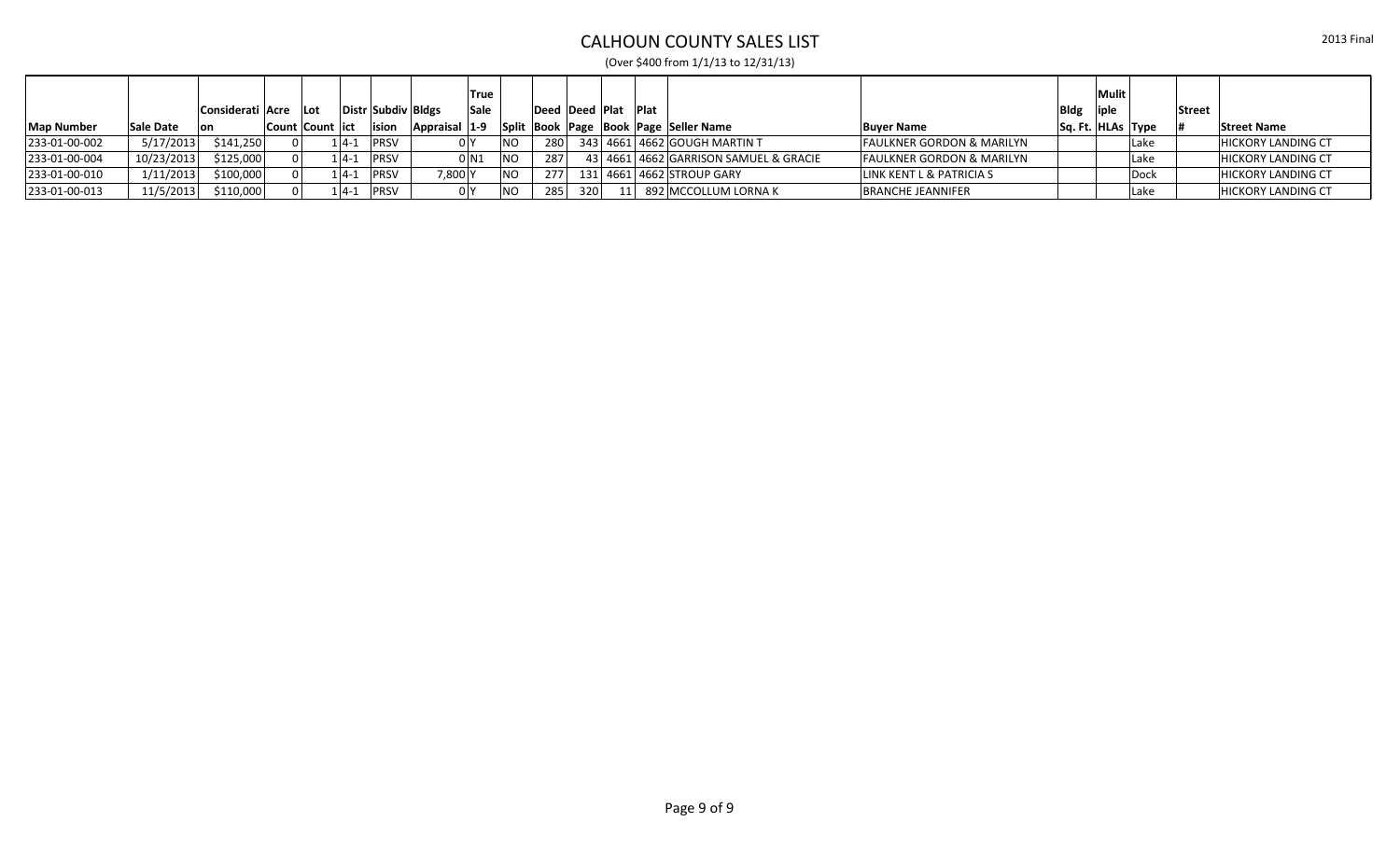# CALHOUN COUNTY SALES LIST

(Over $400 from 1/1/13 to 12/31/13)

| Map Number | Sale Date | Consideration | Acre Count | Lot Count | District | Subdivision | Bldgs Appraisal | True Sale 1-9 | Split | Deed Book | Deed Page | Plat Book | Plat Page | Seller Name | Buyer Name | Bldg Sq. Ft. | Muliple HLAs | Type | Street # | Street Name |
|---|---|---|---|---|---|---|---|---|---|---|---|---|---|---|---|---|---|---|---|---|
| 233-01-00-002 | 5/17/2013 | $141,250 | 0 | 1 | 4-1 | PRSV | 0 | Y | NO | 280 | 343 | 4661 | 4662 | GOUGH MARTIN T | FAULKNER GORDON & MARILYN | | | Lake | | HICKORY LANDING CT |
| 233-01-00-004 | 10/23/2013 | $125,000 | 0 | 1 | 4-1 | PRSV | 0 | N1 | NO | 287 | 43 | 4661 | 4662 | GARRISON SAMUEL & GRACIE | FAULKNER GORDON & MARILYN | | | Lake | | HICKORY LANDING CT |
| 233-01-00-010 | 1/11/2013 | $100,000 | 0 | 1 | 4-1 | PRSV | 7,800 | Y | NO | 277 | 131 | 4661 | 4662 | STROUP GARY | LINK KENT L & PATRICIA S | | | Dock | | HICKORY LANDING CT |
| 233-01-00-013 | 11/5/2013 | $110,000 | 0 | 1 | 4-1 | PRSV | 0 | Y | NO | 285 | 320 | 11 | 892 | MCCOLLUM LORNA K | BRANCHE JEANNIFER | | | Lake | | HICKORY LANDING CT |